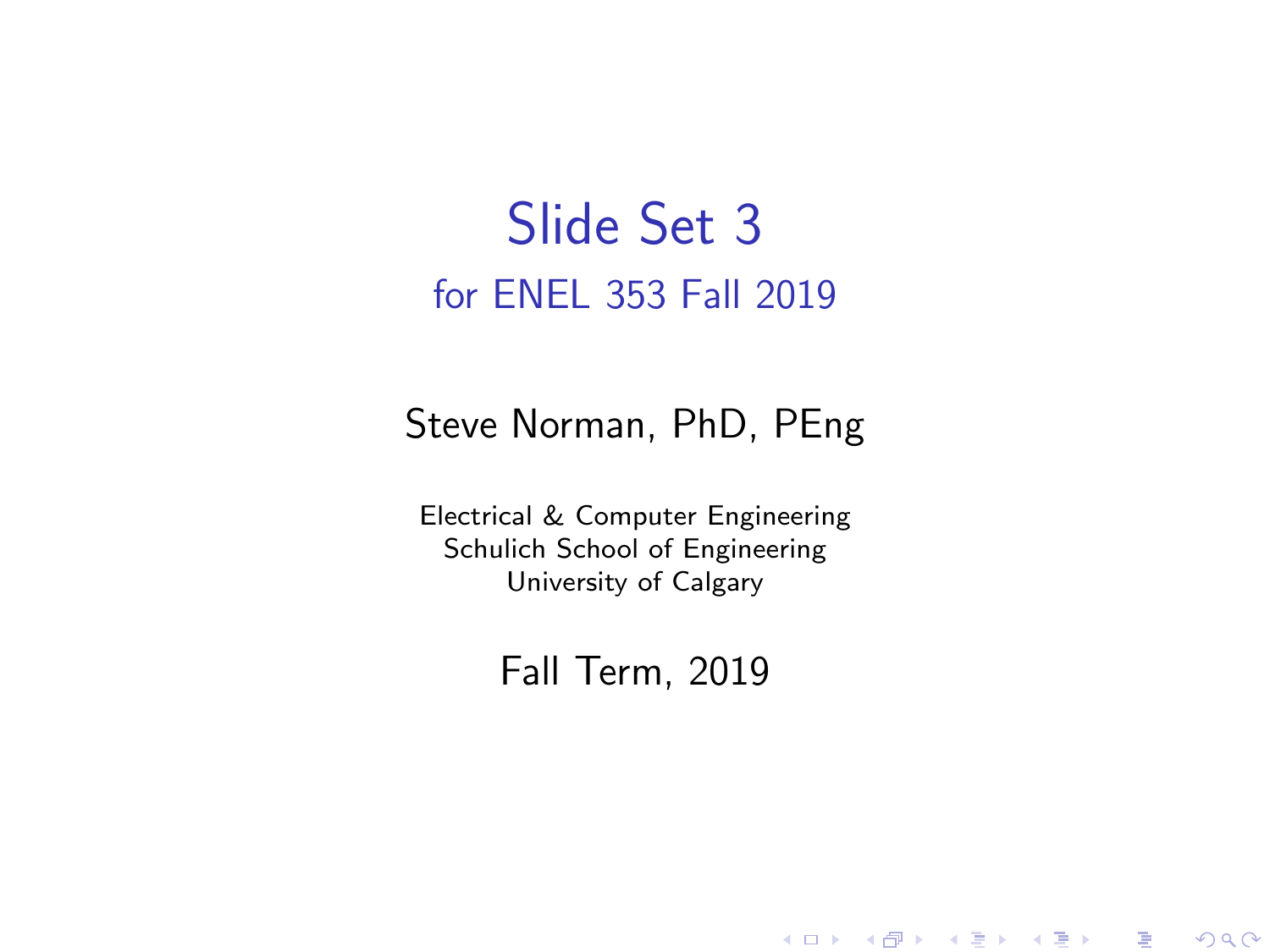# Slide Set 3

## for ENEL 353 Fall 2019

Steve Norman, PhD, PEng

Electrical & Computer Engineering
Schulich School of Engineering
University of Calgary

Fall Term, 2019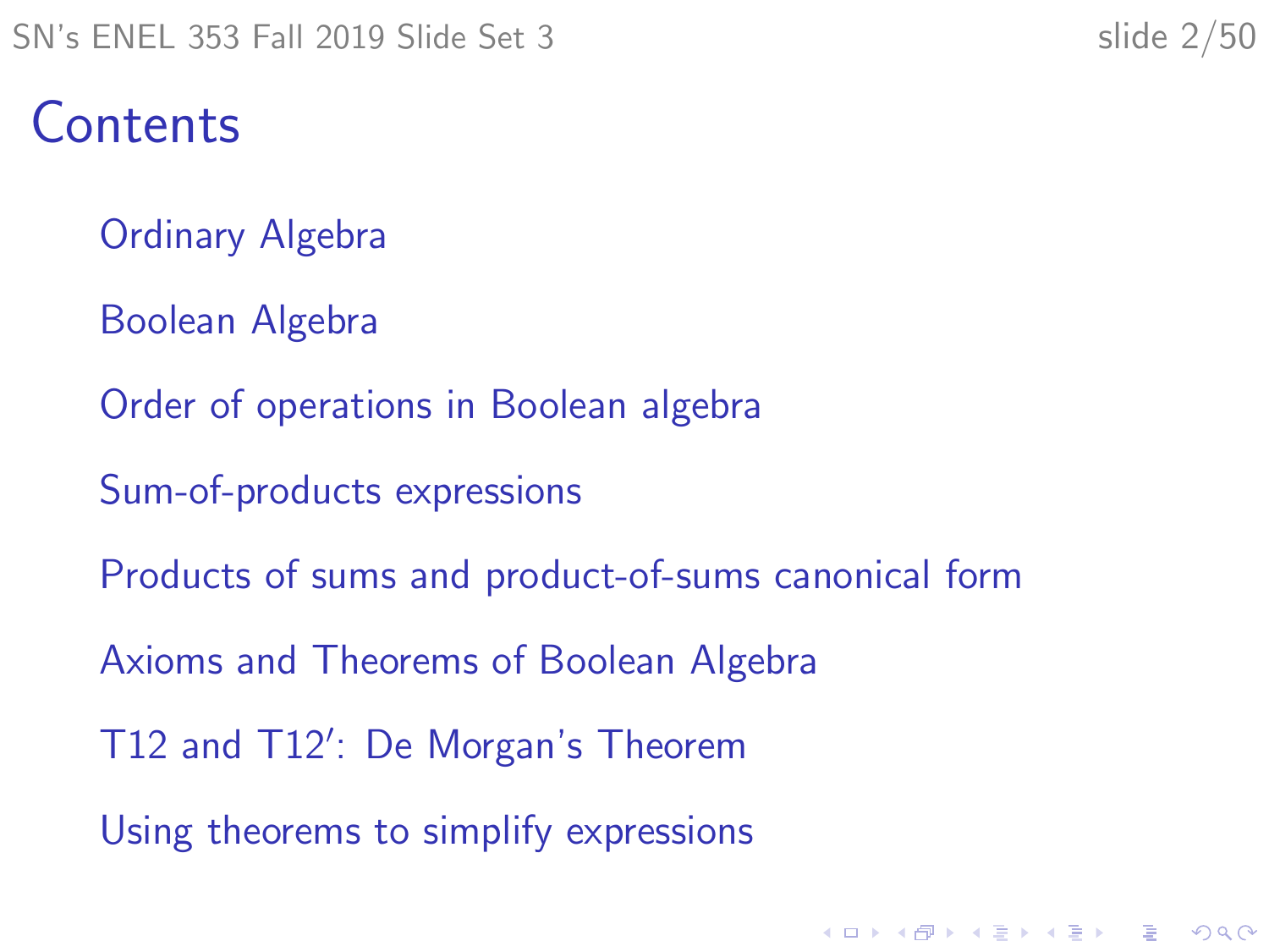# Contents

- Ordinary Algebra
- Boolean Algebra
- Order of operations in Boolean algebra
- Sum-of-products expressions
- Products of sums and product-of-sums canonical form
- Axioms and Theorems of Boolean Algebra
- T12 and T12′: De Morgan's Theorem
- Using theorems to simplify expressions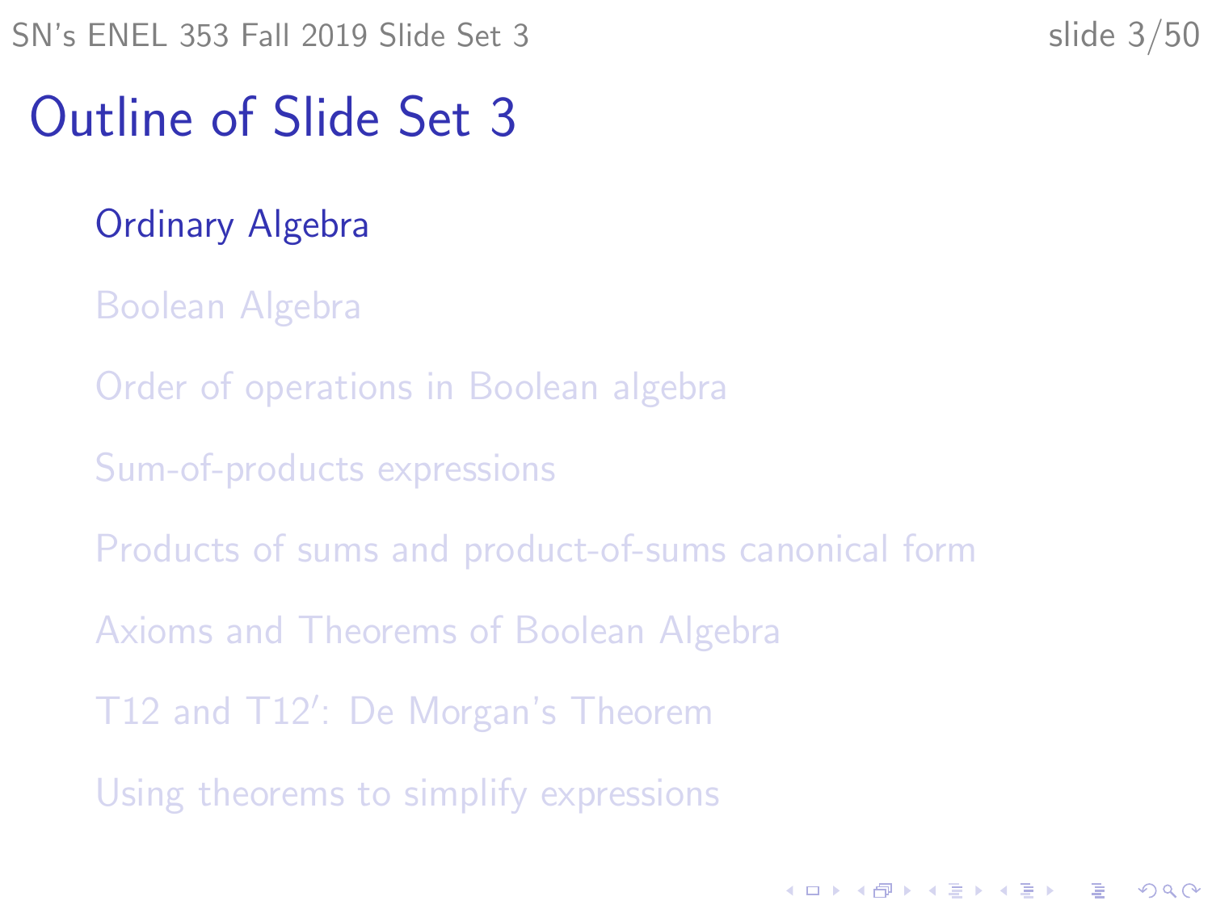# Outline of Slide Set 3

- Ordinary Algebra
- Boolean Algebra
- Order of operations in Boolean algebra
- Sum-of-products expressions
- Products of sums and product-of-sums canonical form
- Axioms and Theorems of Boolean Algebra
- T12 and T12′: De Morgan's Theorem
- Using theorems to simplify expressions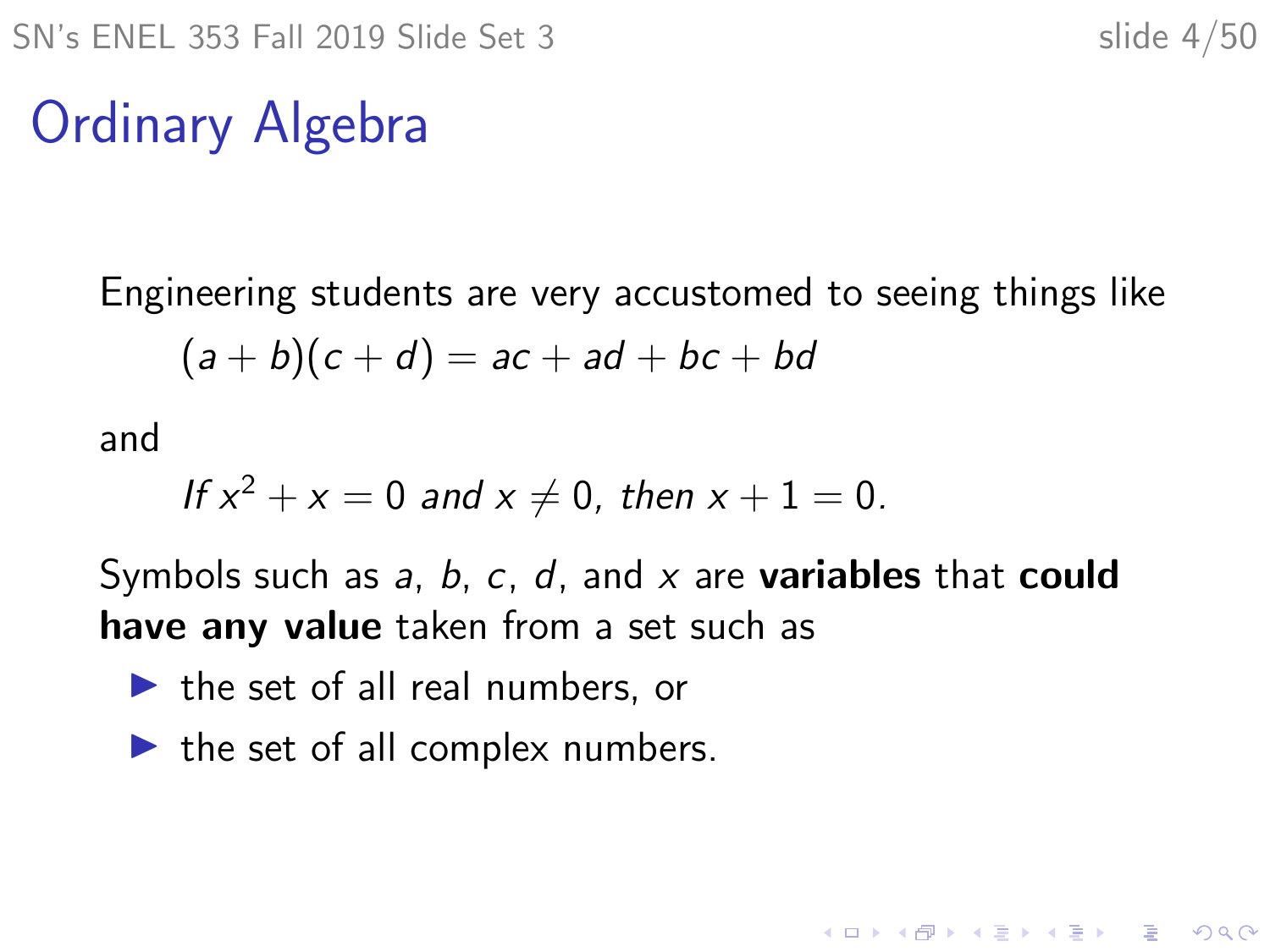# Ordinary Algebra

Engineering students are very accustomed to seeing things like

$$(a + b)(c + d) = ac + ad + bc + bd$$

and

$$\textit{If } x^2 + x = 0 \textit{ and } x \neq 0, \textit{ then } x + 1 = 0.$$

Symbols such as $a$, $b$, $c$, $d$, and $x$ are **variables** that **could have any value** taken from a set such as

- the set of all real numbers, or
- the set of all complex numbers.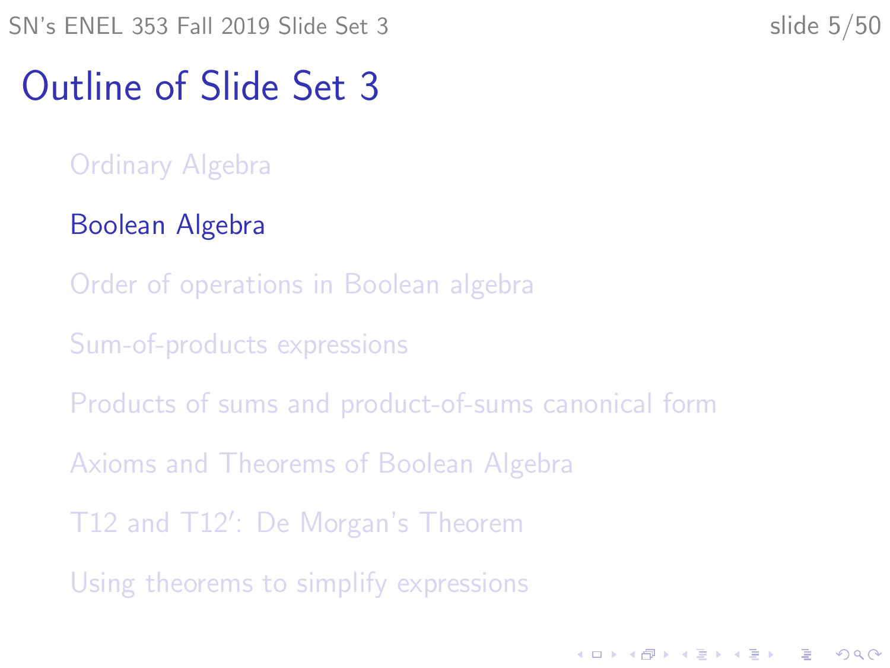# Outline of Slide Set 3

- Ordinary Algebra
- Boolean Algebra
- Order of operations in Boolean algebra
- Sum-of-products expressions
- Products of sums and product-of-sums canonical form
- Axioms and Theorems of Boolean Algebra
- T12 and T12′: De Morgan's Theorem
- Using theorems to simplify expressions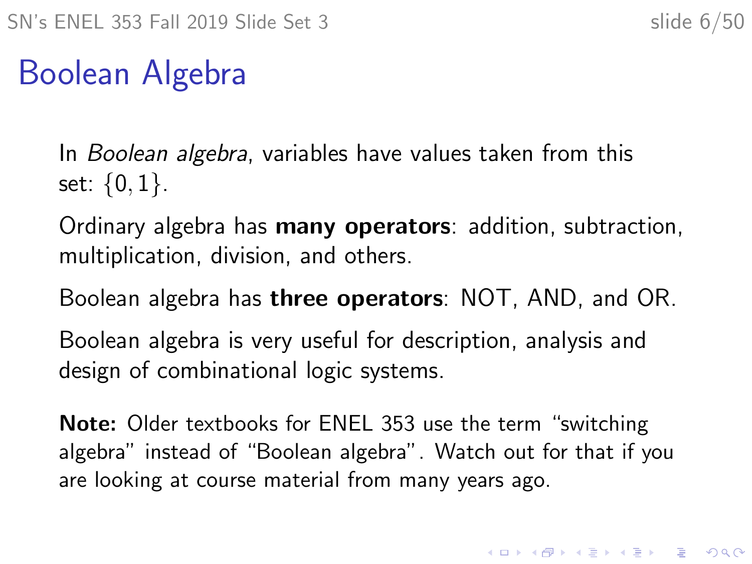# Boolean Algebra

In *Boolean algebra*, variables have values taken from this set: $\{0, 1\}$.

Ordinary algebra has **many operators**: addition, subtraction, multiplication, division, and others.

Boolean algebra has **three operators**: NOT, AND, and OR.

Boolean algebra is very useful for description, analysis and design of combinational logic systems.

**Note:** Older textbooks for ENEL 353 use the term "switching algebra" instead of "Boolean algebra". Watch out for that if you are looking at course material from many years ago.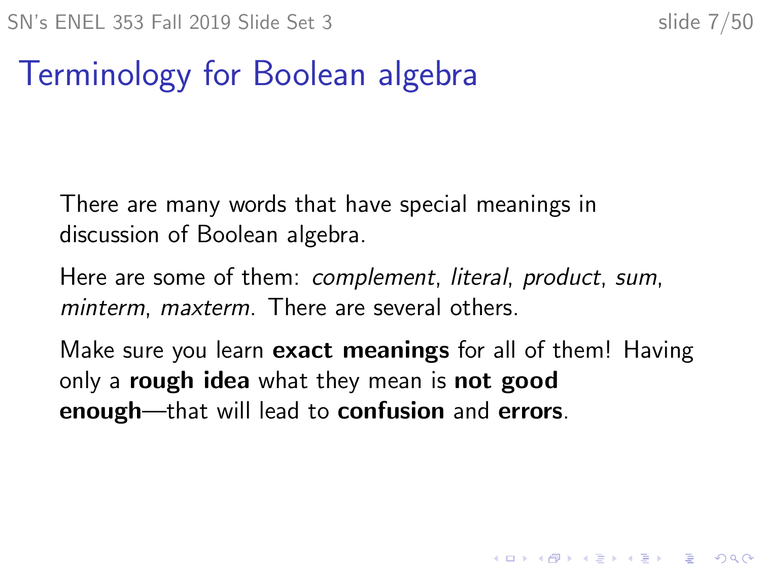# Terminology for Boolean algebra

There are many words that have special meanings in discussion of Boolean algebra.

Here are some of them: *complement*, *literal*, *product*, *sum*, *minterm*, *maxterm*. There are several others.

Make sure you learn **exact meanings** for all of them! Having only a **rough idea** what they mean is **not good enough**—that will lead to **confusion** and **errors**.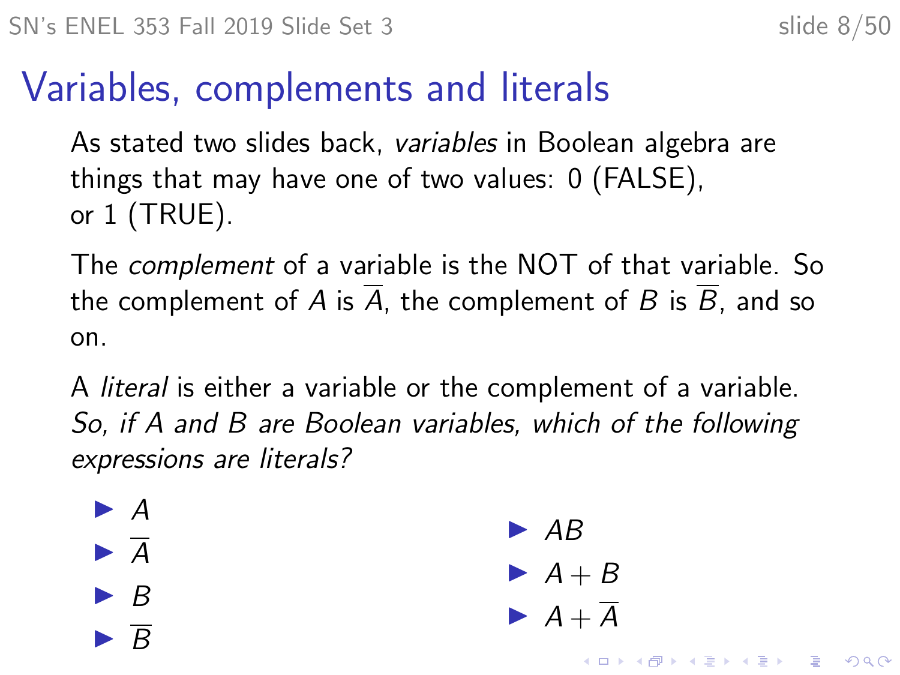# Variables, complements and literals

As stated two slides back, *variables* in Boolean algebra are things that may have one of two values: 0 (FALSE), or 1 (TRUE).

The *complement* of a variable is the NOT of that variable. So the complement of $A$ is $\overline{A}$, the complement of $B$ is $\overline{B}$, and so on.

A *literal* is either a variable or the complement of a variable. *So, if A and B are Boolean variables, which of the following expressions are literals?*

- $A$
- $\overline{A}$
- $B$
- $\overline{B}$
- $AB$
- $A + B$
- $A + \overline{A}$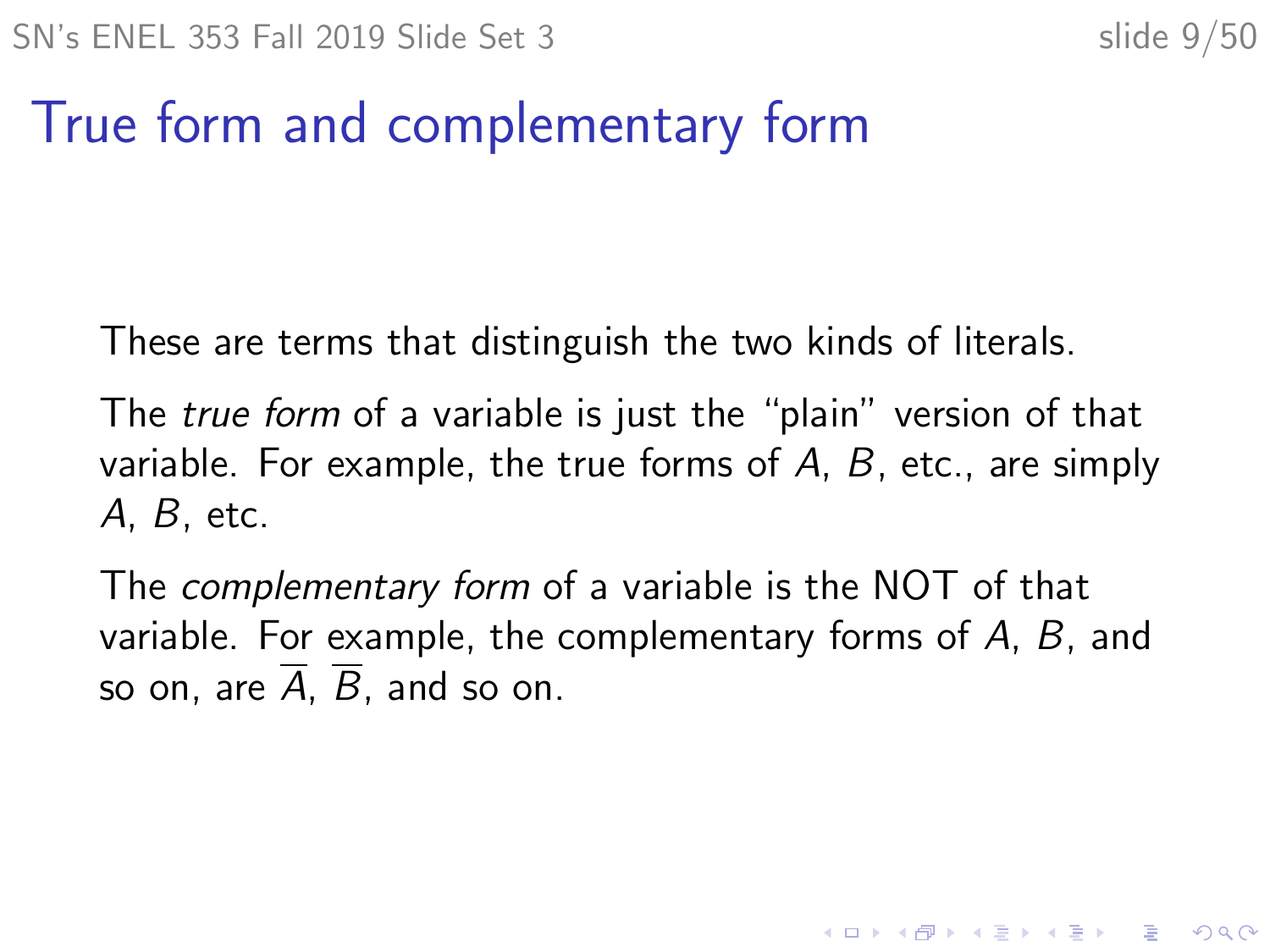# True form and complementary form

These are terms that distinguish the two kinds of literals.

The *true form* of a variable is just the "plain" version of that variable. For example, the true forms of $A$, $B$, etc., are simply $A$, $B$, etc.

The *complementary form* of a variable is the NOT of that variable. For example, the complementary forms of $A$, $B$, and so on, are $\overline{A}$, $\overline{B}$, and so on.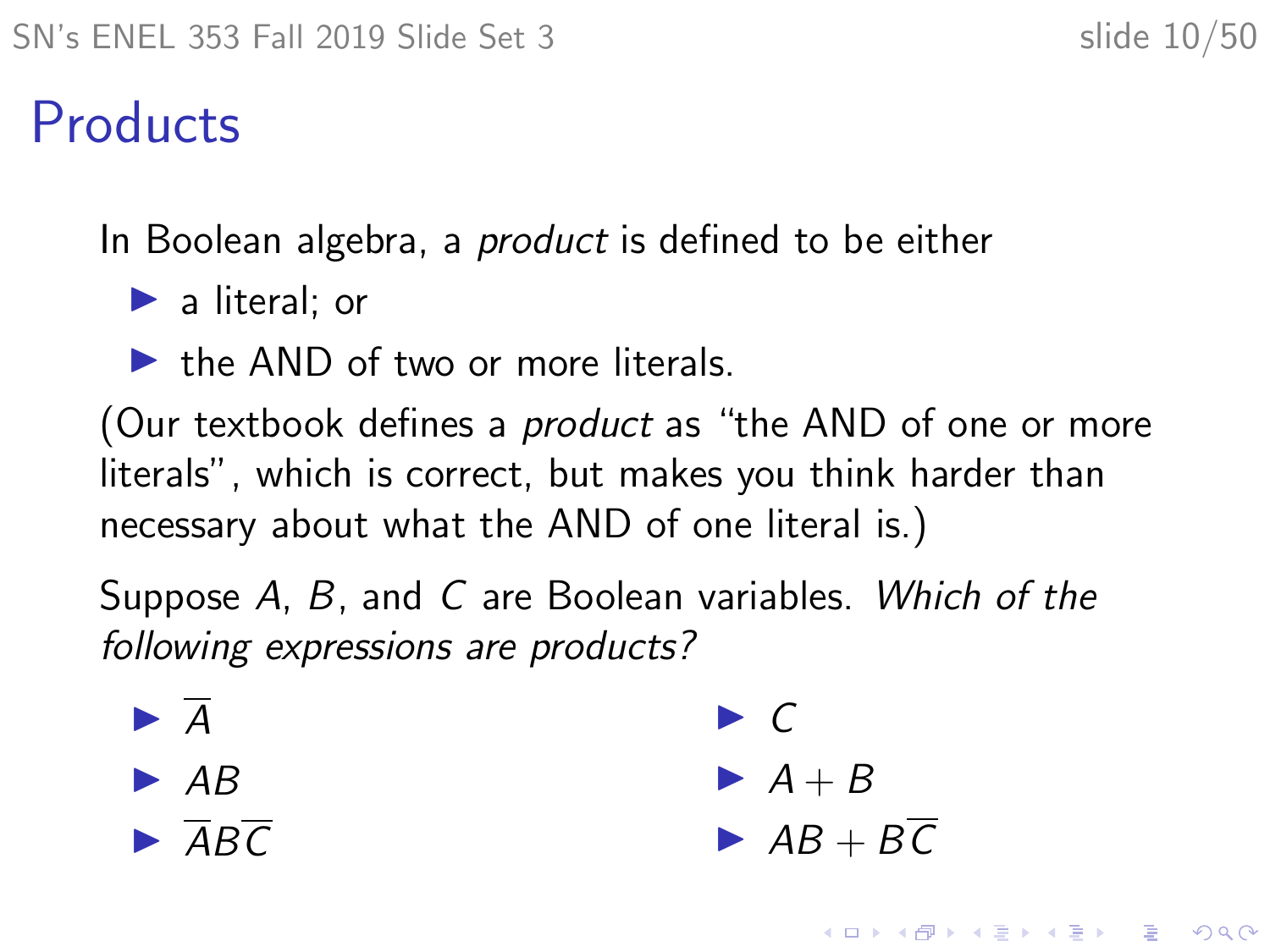# Products

In Boolean algebra, a *product* is defined to be either

- a literal; or
- the AND of two or more literals.

(Our textbook defines a *product* as "the AND of one or more literals", which is correct, but makes you think harder than necessary about what the AND of one literal is.)

Suppose $A$, $B$, and $C$ are Boolean variables. *Which of the following expressions are products?*

- $\overline{A}$
- $AB$
- $\overline{A}B\overline{C}$
- $C$
- $A + B$
- $AB + B\overline{C}$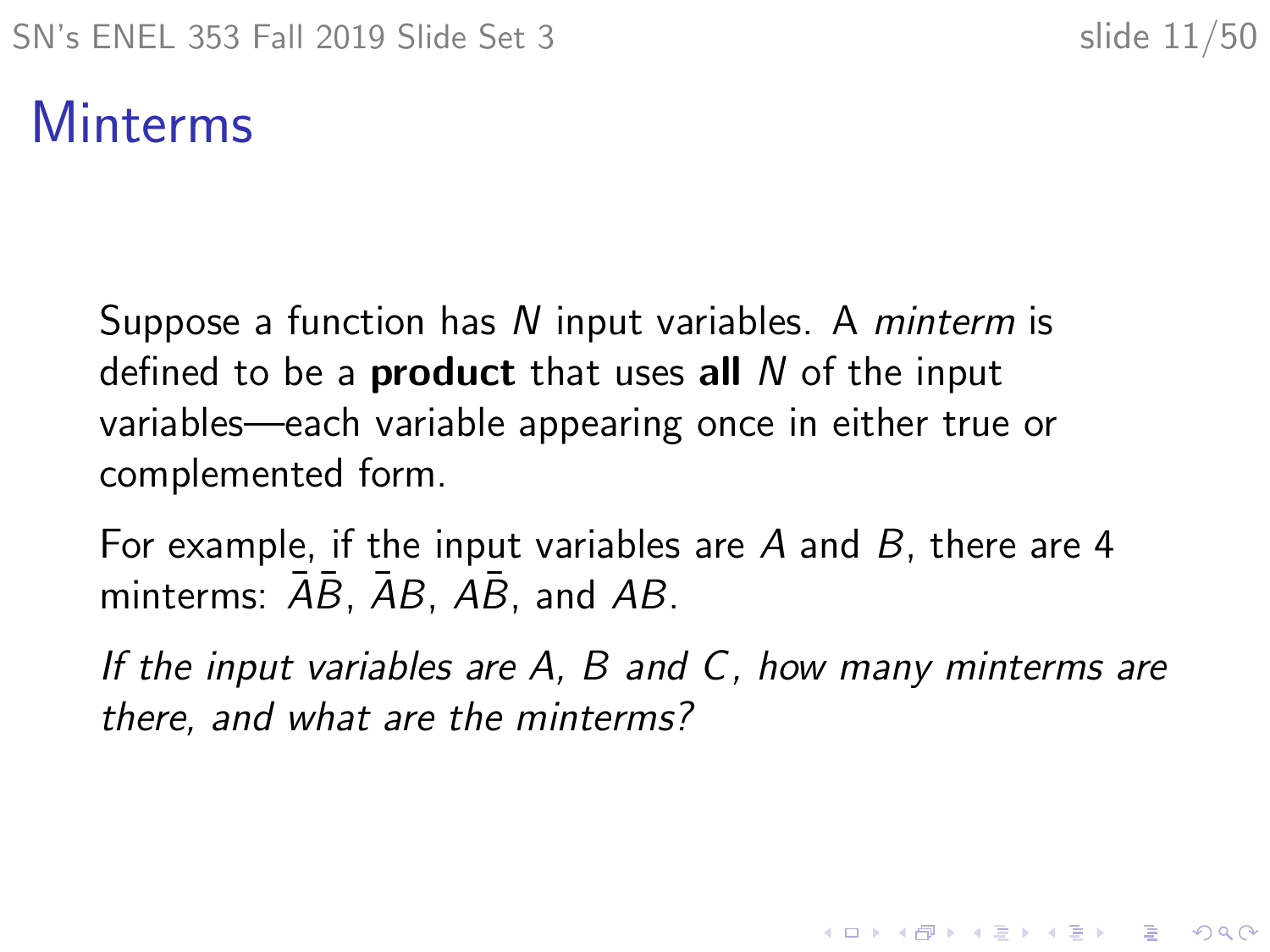# Minterms

Suppose a function has $N$ input variables. A *minterm* is defined to be a **product** that uses **all** $N$ of the input variables—each variable appearing once in either true or complemented form.

For example, if the input variables are $A$ and $B$, there are 4 minterms: $\bar{A}\bar{B}$, $\bar{A}B$, $A\bar{B}$, and $AB$.

*If the input variables are $A$, $B$ and $C$, how many minterms are there, and what are the minterms?*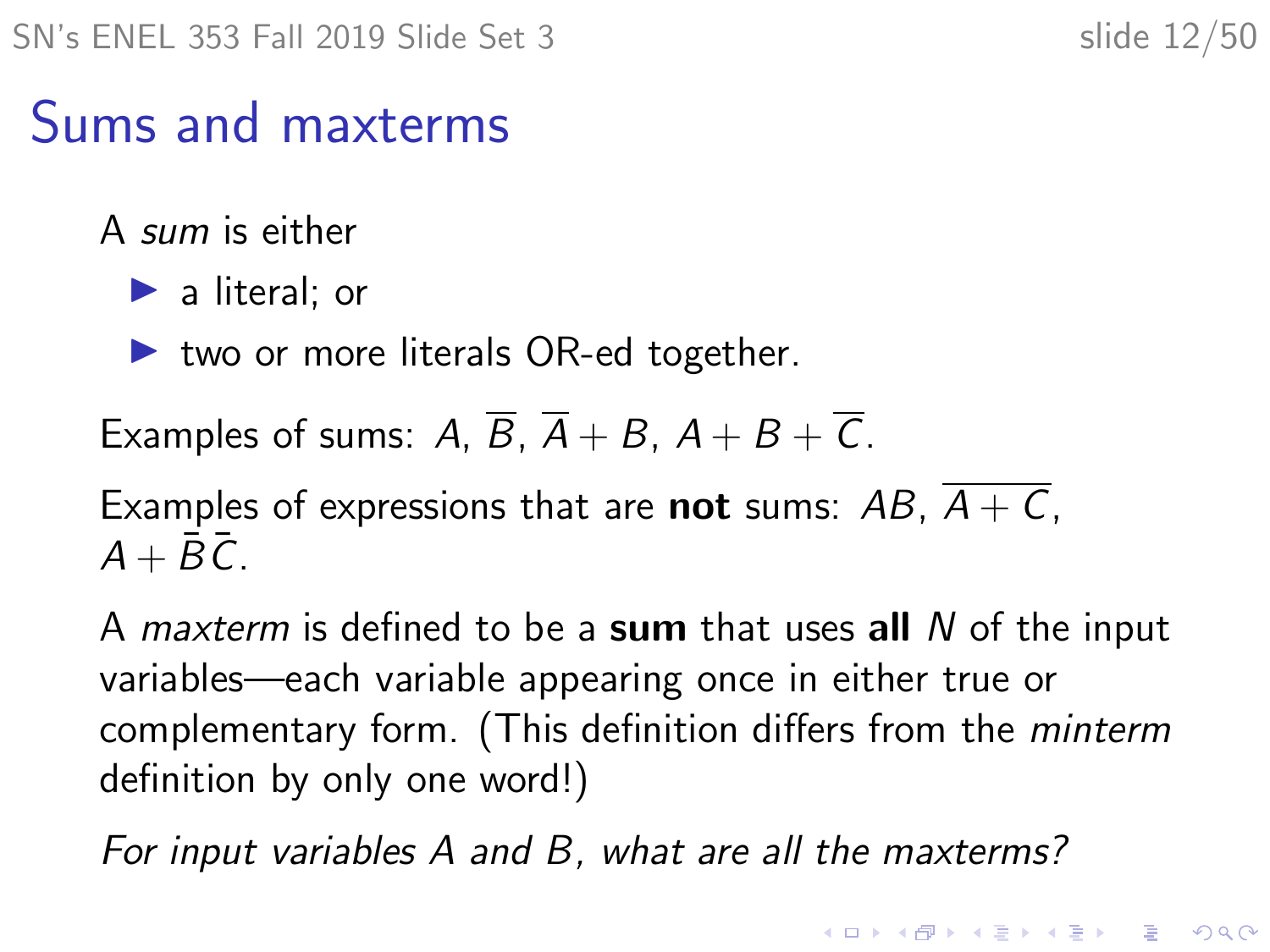# Sums and maxterms

A *sum* is either

- a literal; or
- two or more literals OR-ed together.

Examples of sums: $A$, $\overline{B}$, $\overline{A} + B$, $A + B + \overline{C}$.

Examples of expressions that are **not** sums: $AB$, $\overline{A + C}$, $A + \bar{B}\bar{C}$.

A *maxterm* is defined to be a **sum** that uses **all** $N$ of the input variables—each variable appearing once in either true or complementary form. (This definition differs from the *minterm* definition by only one word!)

*For input variables $A$ and $B$, what are all the maxterms?*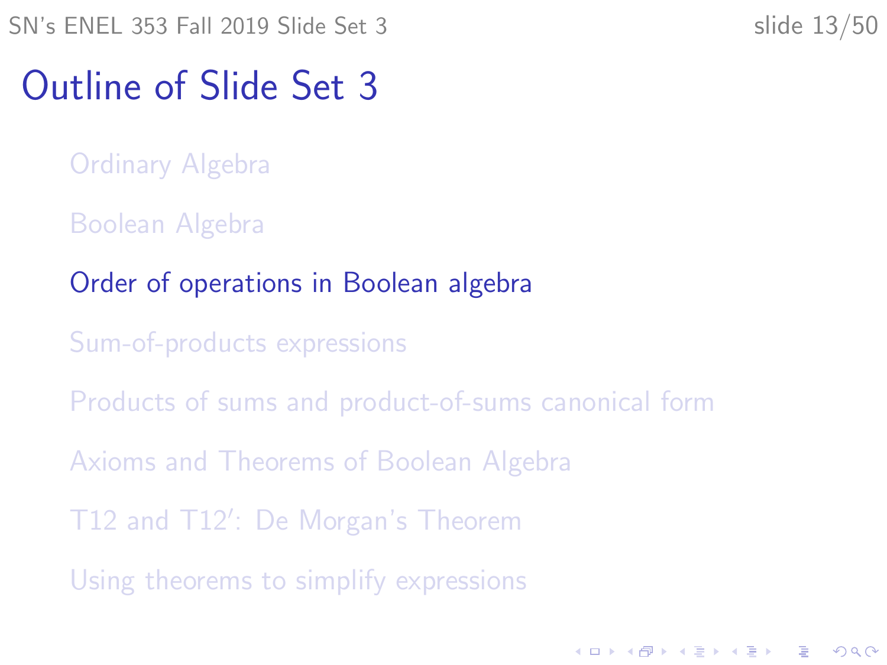# Outline of Slide Set 3

- Ordinary Algebra
- Boolean Algebra
- Order of operations in Boolean algebra
- Sum-of-products expressions
- Products of sums and product-of-sums canonical form
- Axioms and Theorems of Boolean Algebra
- T12 and T12′: De Morgan's Theorem
- Using theorems to simplify expressions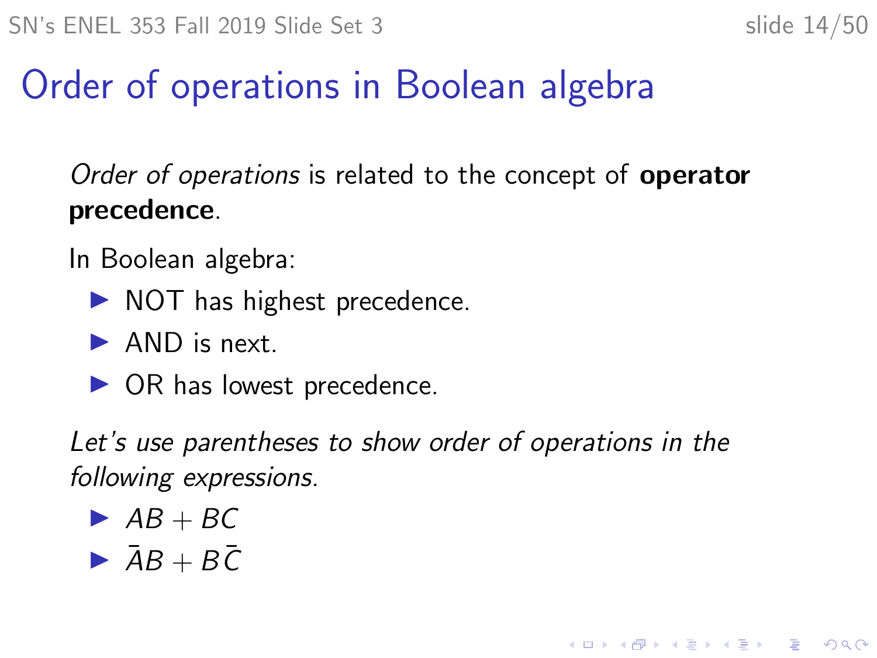# Order of operations in Boolean algebra

*Order of operations* is related to the concept of **operator precedence**.

In Boolean algebra:

- NOT has highest precedence.
- AND is next.
- OR has lowest precedence.

*Let's use parentheses to show order of operations in the following expressions.*

- $AB + BC$
- $\bar{A}B + B\bar{C}$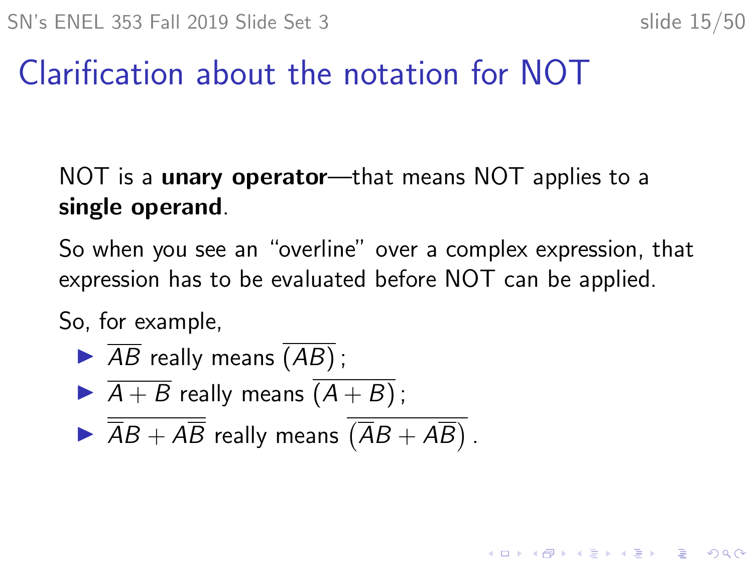# Clarification about the notation for NOT

NOT is a **unary operator**—that means NOT applies to a **single operand**.

So when you see an "overline" over a complex expression, that expression has to be evaluated before NOT can be applied.

So, for example,

- $\overline{AB}$ really means $\overline{(AB)}$ ;
- $\overline{A+B}$ really means $\overline{(A+B)}$ ;
- $\overline{\overline{A}B + A\overline{B}}$ really means $\overline{\left(\overline{A}B + A\overline{B}\right)}$ .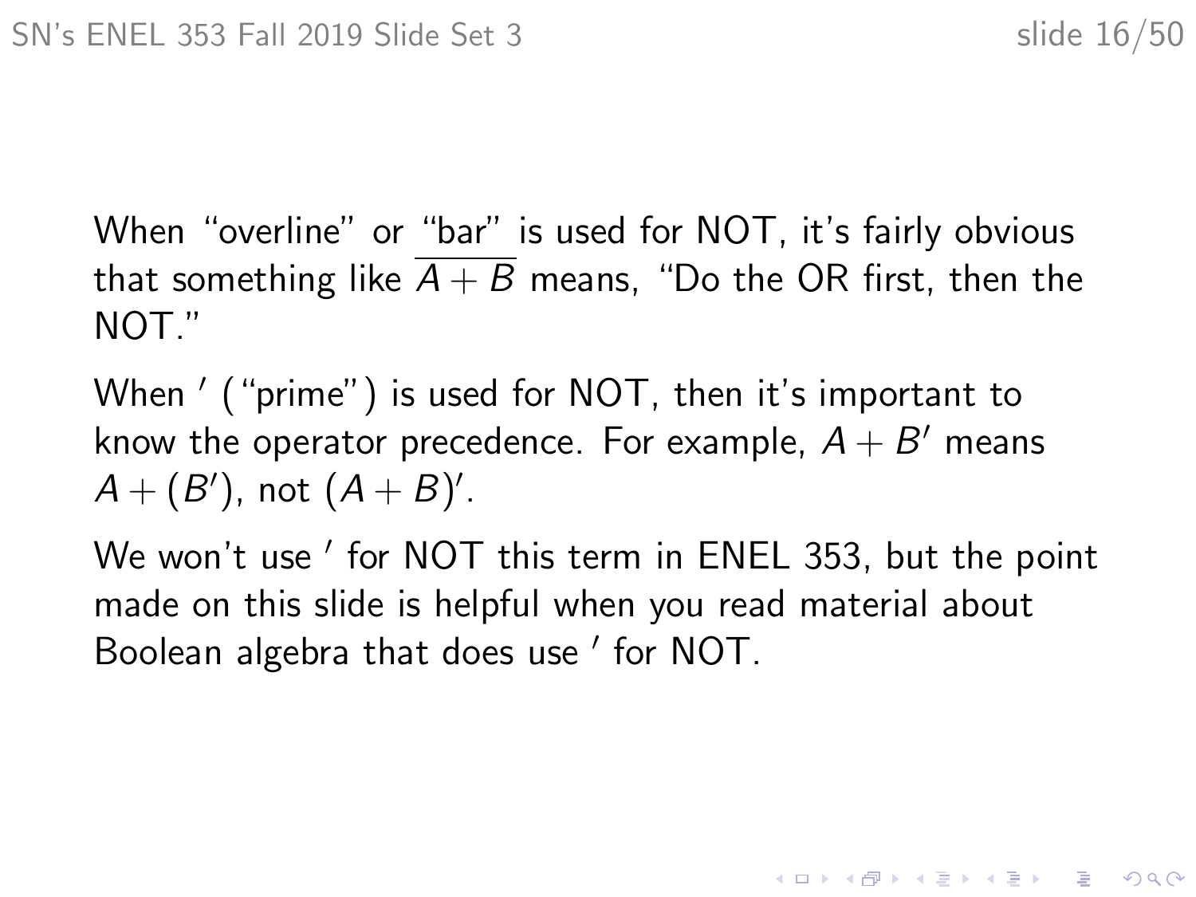When "overline" or "bar" is used for NOT, it's fairly obvious that something like $\overline{A + B}$ means, "Do the OR first, then the NOT."

When $'$ ("prime") is used for NOT, then it's important to know the operator precedence. For example, $A + B'$ means $A + (B')$, not $(A + B)'$.

We won't use $'$ for NOT this term in ENEL 353, but the point made on this slide is helpful when you read material about Boolean algebra that does use $'$ for NOT.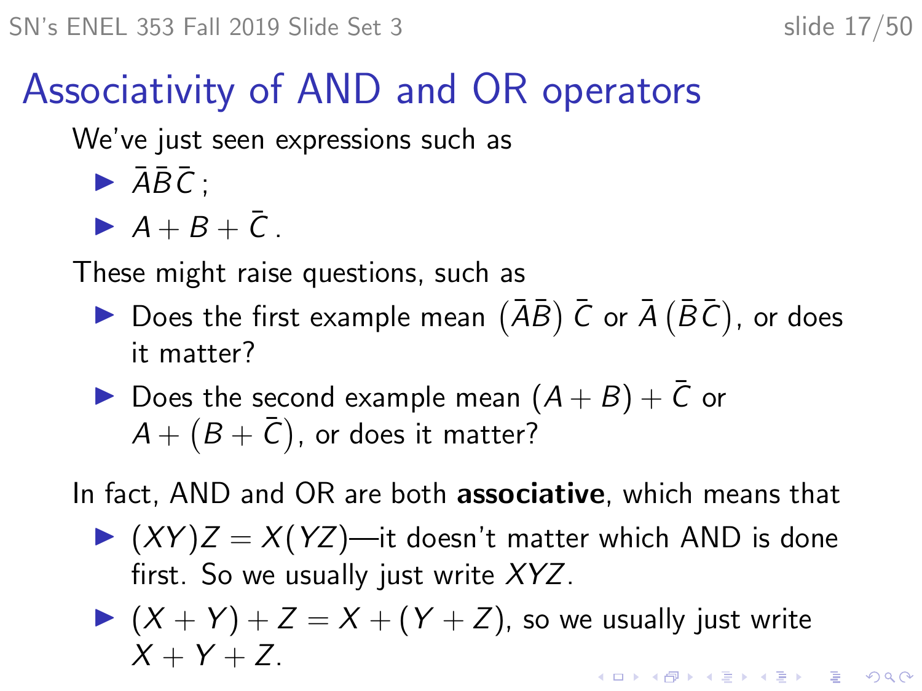# Associativity of AND and OR operators

We've just seen expressions such as

- $\bar{A}\bar{B}\bar{C}$ ;
- $A + B + \bar{C}$ .

These might raise questions, such as

- Does the first example mean $\left(\bar{A}\bar{B}\right)\bar{C}$ or $\bar{A}\left(\bar{B}\bar{C}\right)$, or does it matter?
- Does the second example mean $(A + B) + \bar{C}$ or $A + \left(B + \bar{C}\right)$, or does it matter?

In fact, AND and OR are both **associative**, which means that

- $(XY)Z = X(YZ)$—it doesn't matter which AND is done first. So we usually just write $XYZ$.
- $(X + Y) + Z = X + (Y + Z)$, so we usually just write $X + Y + Z$.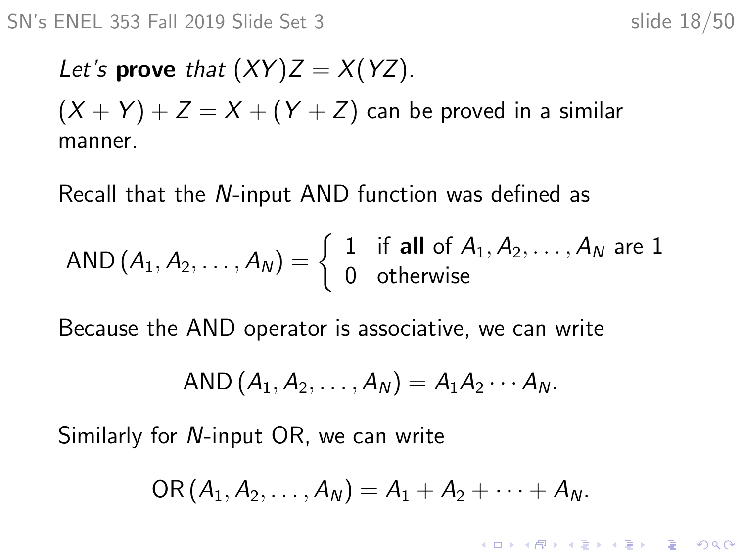*Let's* **prove** *that* $(XY)Z = X(YZ)$.

$(X + Y) + Z = X + (Y + Z)$ can be proved in a similar manner.

Recall that the $N$-input AND function was defined as

$$\text{AND}\left(A_1, A_2, \ldots, A_N\right) = \begin{cases} 1 & \text{if } \textbf{all} \text{ of } A_1, A_2, \ldots, A_N \text{ are } 1 \\ 0 & \text{otherwise} \end{cases}$$

Because the AND operator is associative, we can write

$$\text{AND}\left(A_1, A_2, \ldots, A_N\right) = A_1 A_2 \cdots A_N.$$

Similarly for $N$-input OR, we can write

$$\text{OR}\left(A_1, A_2, \ldots, A_N\right) = A_1 + A_2 + \cdots + A_N.$$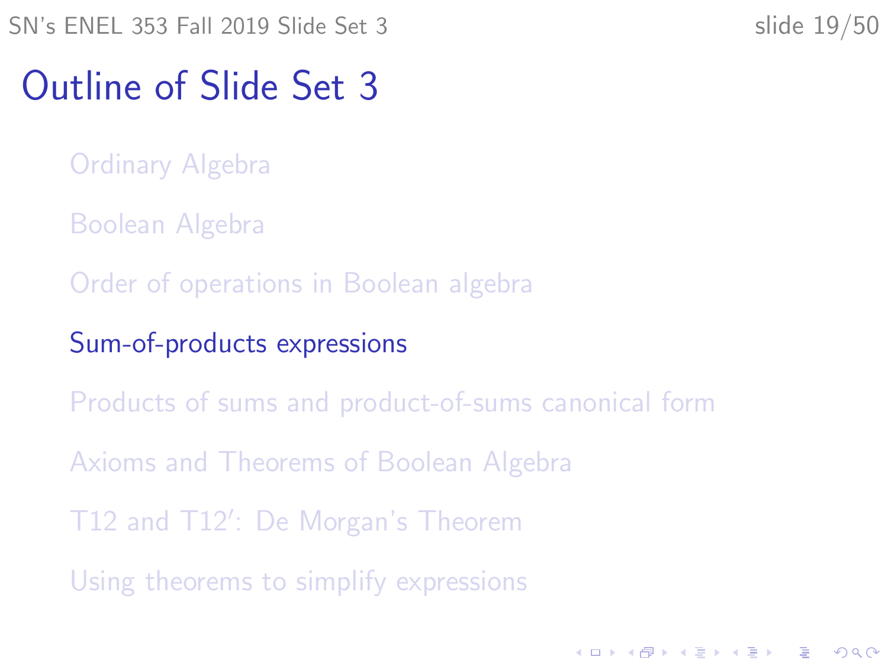# Outline of Slide Set 3

- Ordinary Algebra
- Boolean Algebra
- Order of operations in Boolean algebra
- Sum-of-products expressions
- Products of sums and product-of-sums canonical form
- Axioms and Theorems of Boolean Algebra
- T12 and T12′: De Morgan's Theorem
- Using theorems to simplify expressions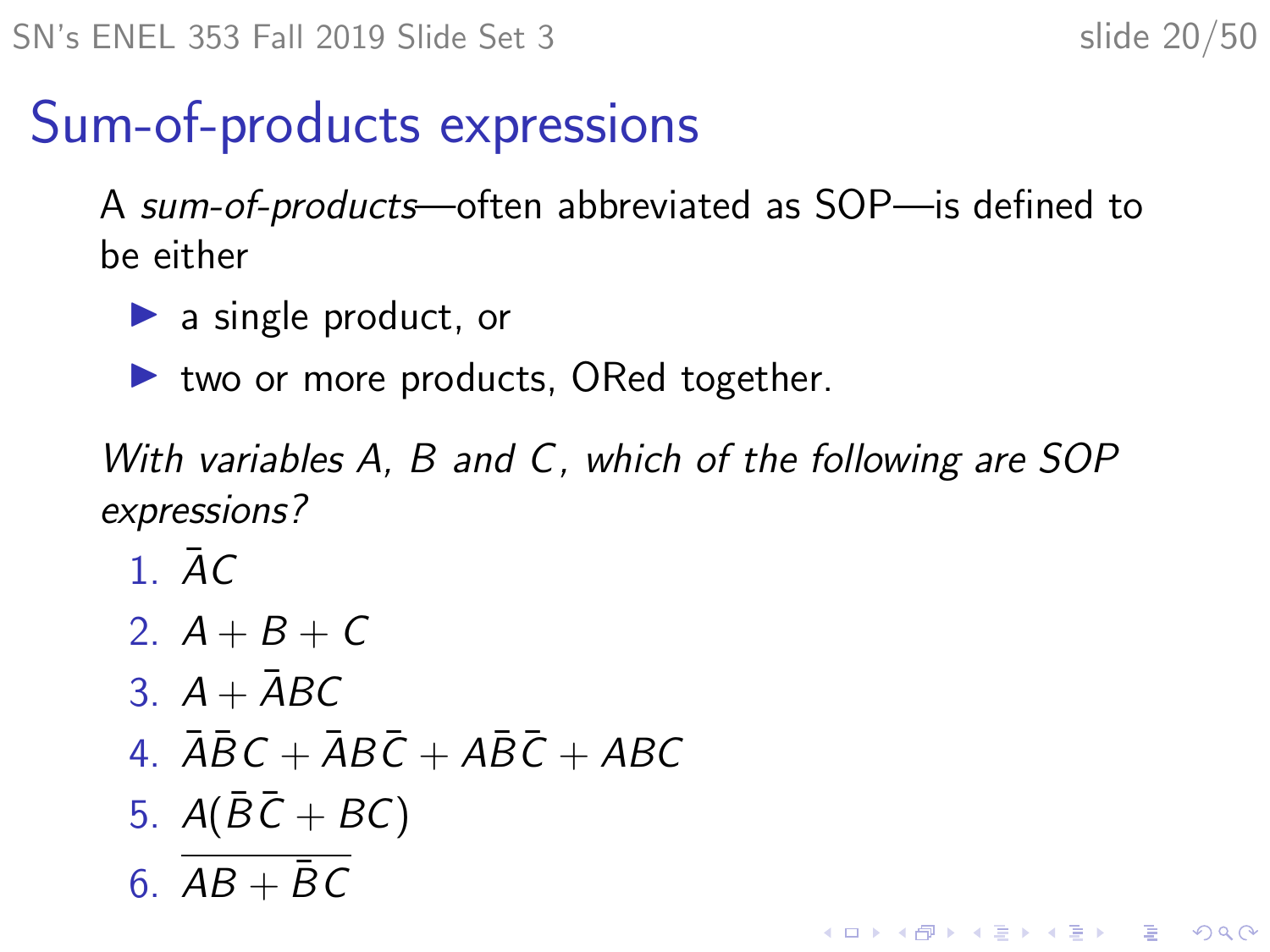# Sum-of-products expressions

A *sum-of-products*—often abbreviated as SOP—is defined to be either

- a single product, or
- two or more products, ORed together.

*With variables $A$, $B$ and $C$, which of the following are SOP expressions?*

1. $\bar{A}C$
2. $A + B + C$
3. $A + \bar{A}BC$
4. $\bar{A}\bar{B}C + \bar{A}B\bar{C} + A\bar{B}\bar{C} + ABC$
5. $A(\bar{B}\bar{C} + BC)$
6. $\overline{AB + \bar{B}C}$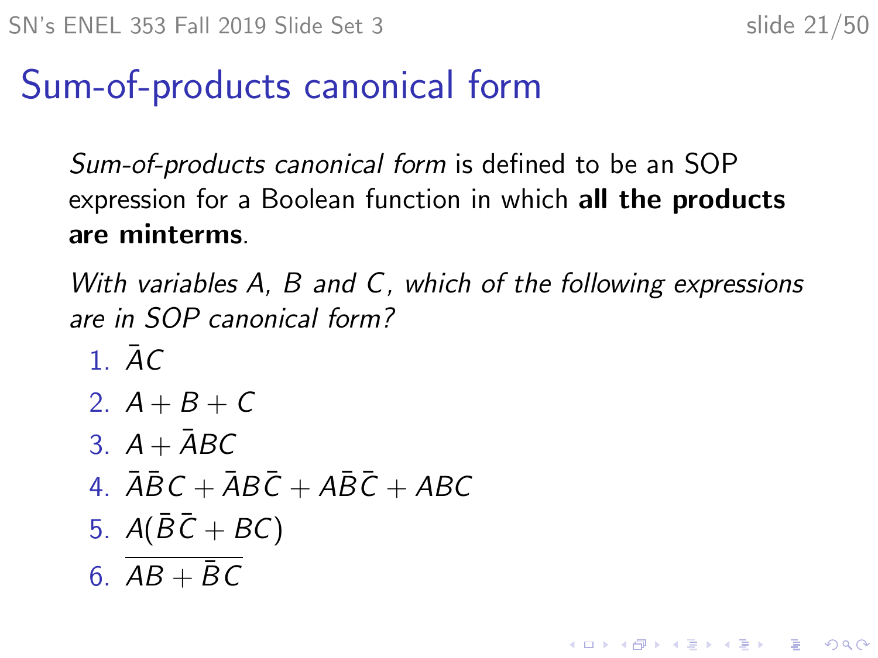# Sum-of-products canonical form

*Sum-of-products canonical form* is defined to be an SOP expression for a Boolean function in which **all the products are minterms**.

*With variables $A$, $B$ and $C$, which of the following expressions are in SOP canonical form?*

1. $\bar{A}C$
2. $A + B + C$
3. $A + \bar{A}BC$
4. $\bar{A}\bar{B}C + \bar{A}B\bar{C} + A\bar{B}\bar{C} + ABC$
5. $A(\bar{B}\bar{C} + BC)$
6. $\overline{AB + \bar{B}C}$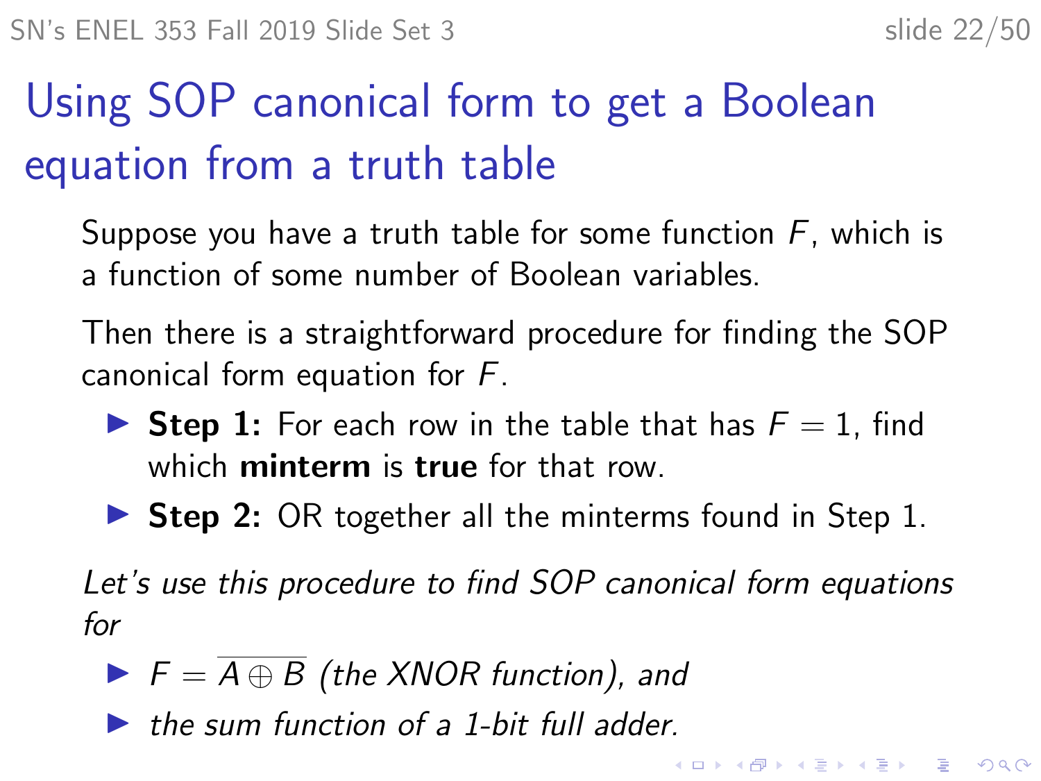# Using SOP canonical form to get a Boolean equation from a truth table

Suppose you have a truth table for some function $F$, which is a function of some number of Boolean variables.

Then there is a straightforward procedure for finding the SOP canonical form equation for $F$.

- **Step 1:** For each row in the table that has $F = 1$, find which **minterm** is **true** for that row.
- **Step 2:** OR together all the minterms found in Step 1.

*Let's use this procedure to find SOP canonical form equations for*

- $F = \overline{A \oplus B}$ *(the XNOR function), and*
- *the sum function of a 1-bit full adder.*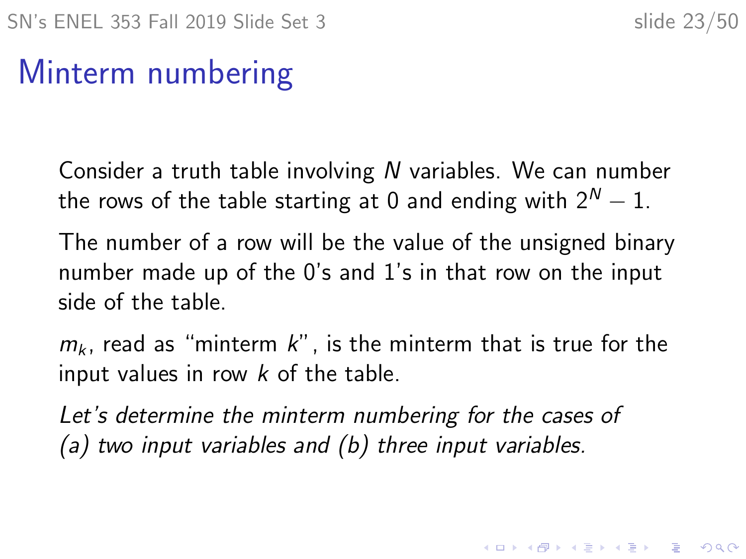# Minterm numbering

Consider a truth table involving $N$ variables. We can number the rows of the table starting at 0 and ending with $2^N - 1$.

The number of a row will be the value of the unsigned binary number made up of the 0's and 1's in that row on the input side of the table.

$m_k$, read as "minterm $k$", is the minterm that is true for the input values in row $k$ of the table.

*Let's determine the minterm numbering for the cases of (a) two input variables and (b) three input variables.*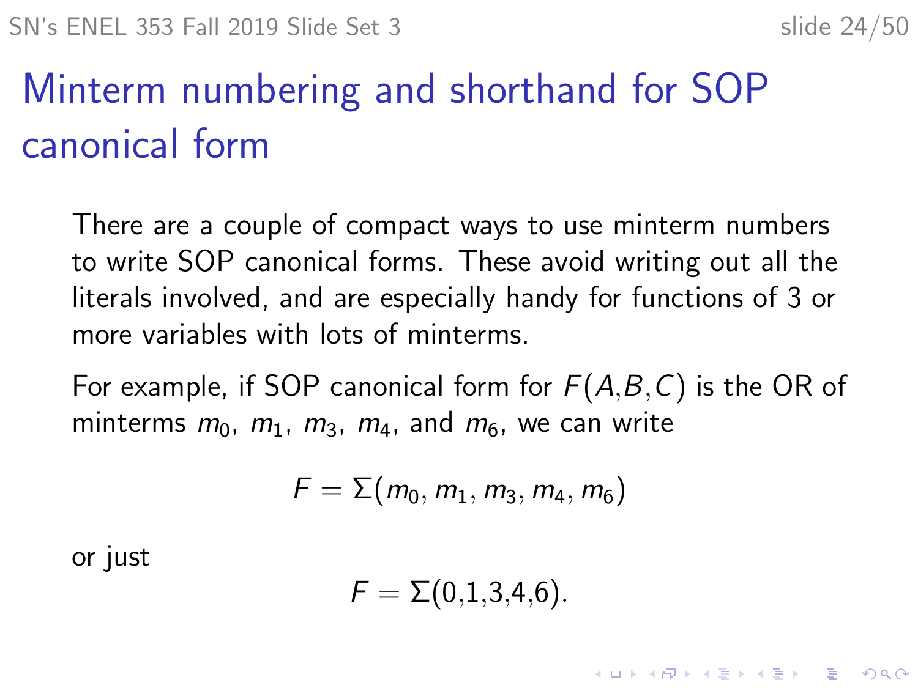# Minterm numbering and shorthand for SOP canonical form

There are a couple of compact ways to use minterm numbers to write SOP canonical forms. These avoid writing out all the literals involved, and are especially handy for functions of 3 or more variables with lots of minterms.

For example, if SOP canonical form for $F(A,B,C)$ is the OR of minterms $m_0$, $m_1$, $m_3$, $m_4$, and $m_6$, we can write

$$F = \Sigma(m_0, m_1, m_3, m_4, m_6)$$

or just

$$F = \Sigma(0,1,3,4,6).$$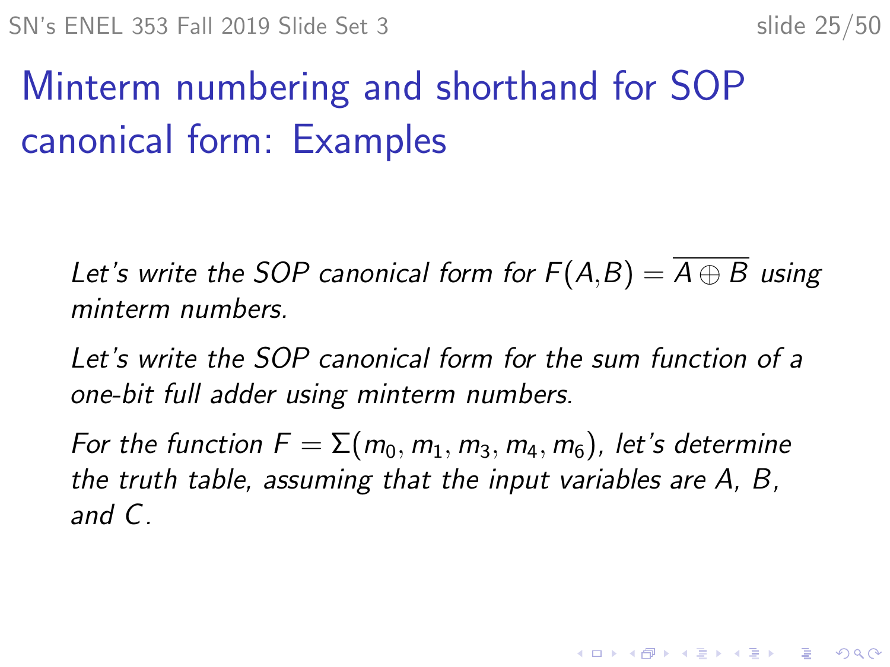# Minterm numbering and shorthand for SOP canonical form: Examples

*Let's write the SOP canonical form for $F(A,B) = \overline{A \oplus B}$ using minterm numbers.*

*Let's write the SOP canonical form for the sum function of a one-bit full adder using minterm numbers.*

*For the function $F = \Sigma(m_0, m_1, m_3, m_4, m_6)$, let's determine the truth table, assuming that the input variables are $A$, $B$, and $C$.*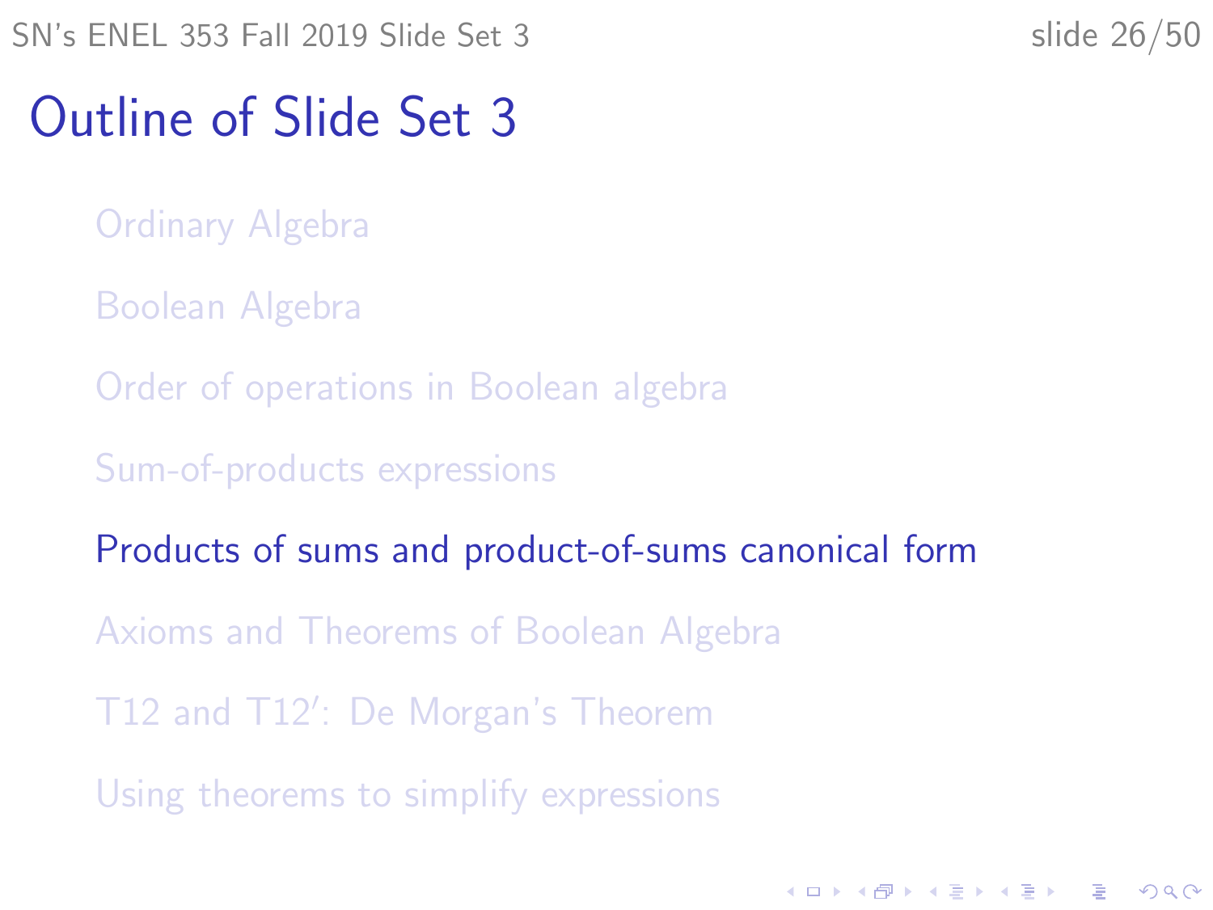# Outline of Slide Set 3

- Ordinary Algebra
- Boolean Algebra
- Order of operations in Boolean algebra
- Sum-of-products expressions
- **Products of sums and product-of-sums canonical form**
- Axioms and Theorems of Boolean Algebra
- T12 and T12′: De Morgan's Theorem
- Using theorems to simplify expressions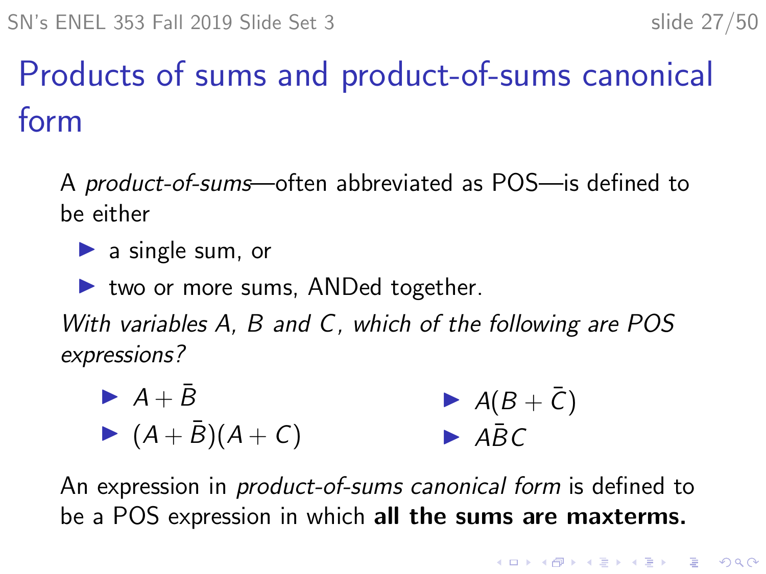# Products of sums and product-of-sums canonical form

A *product-of-sums*—often abbreviated as POS—is defined to be either

- a single sum, or
- two or more sums, ANDed together.

*With variables A, B and C, which of the following are POS expressions?*

- $A + \bar{B}$
- $(A + \bar{B})(A + C)$
- $A(B + \bar{C})$
- $A\bar{B}C$

An expression in *product-of-sums canonical form* is defined to be a POS expression in which **all the sums are maxterms.**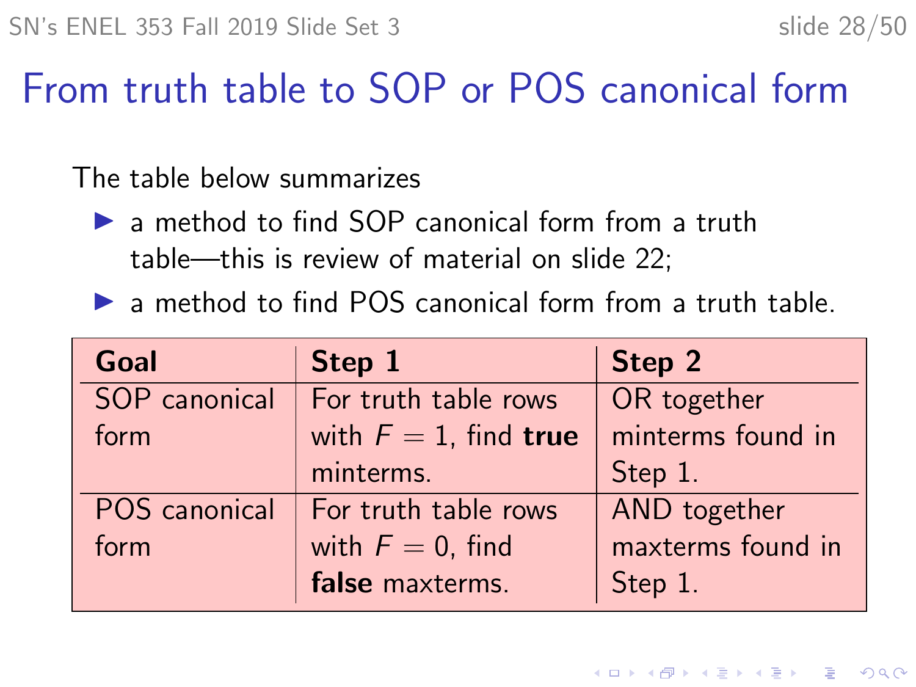# From truth table to SOP or POS canonical form

The table below summarizes

- a method to find SOP canonical form from a truth table—this is review of material on slide 22;
- a method to find POS canonical form from a truth table.

| **Goal** | **Step 1** | **Step 2** |
|---|---|---|
| SOP canonical form | For truth table rows with $F = 1$, find **true** minterms. | OR together minterms found in Step 1. |
| POS canonical form | For truth table rows with $F = 0$, find **false** maxterms. | AND together maxterms found in Step 1. |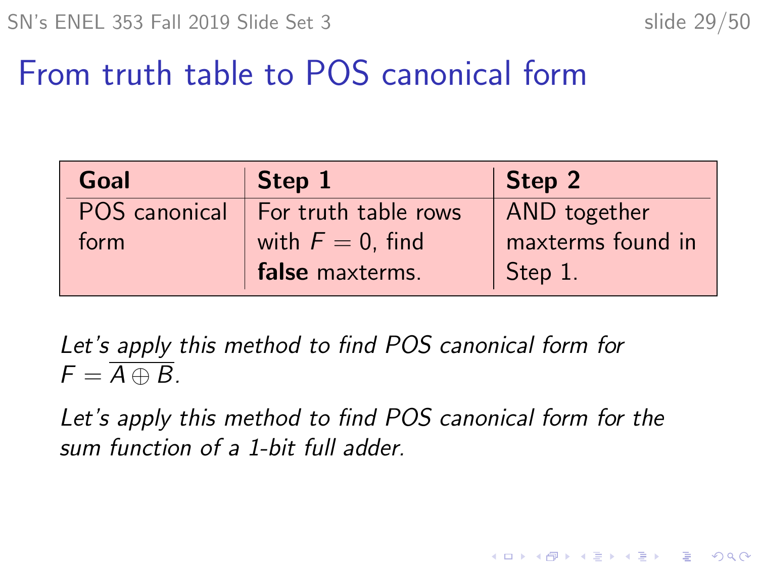# From truth table to POS canonical form

| **Goal** | **Step 1** | **Step 2** |
|---|---|---|
| POS canonical form | For truth table rows with $F = 0$, find **false** maxterms. | AND together maxterms found in Step 1. |

*Let's apply this method to find POS canonical form for* $F = \overline{A \oplus B}$.

*Let's apply this method to find POS canonical form for the sum function of a 1-bit full adder.*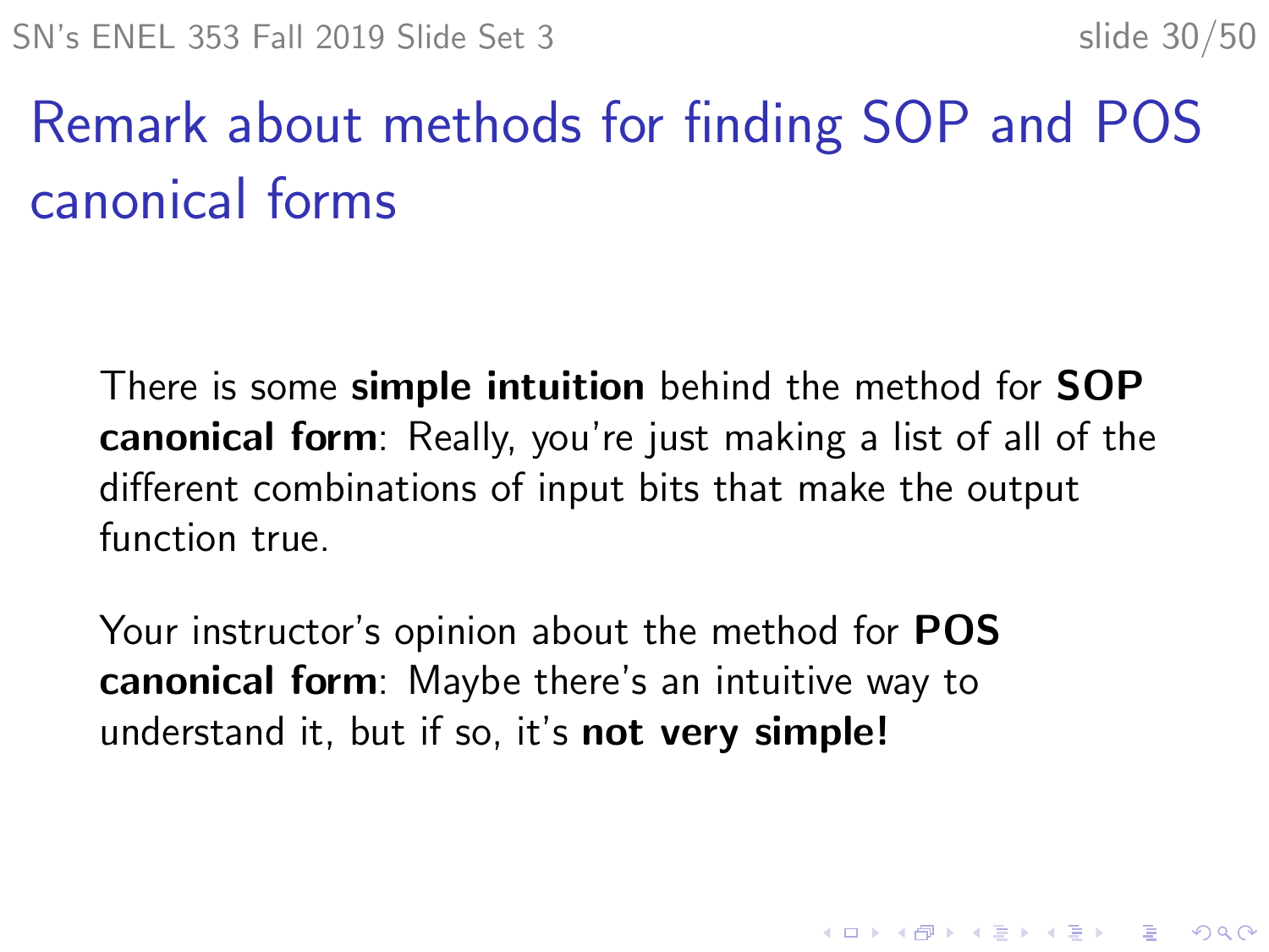# Remark about methods for finding SOP and POS canonical forms

There is some **simple intuition** behind the method for **SOP canonical form**: Really, you're just making a list of all of the different combinations of input bits that make the output function true.

Your instructor's opinion about the method for **POS canonical form**: Maybe there's an intuitive way to understand it, but if so, it's **not very simple!**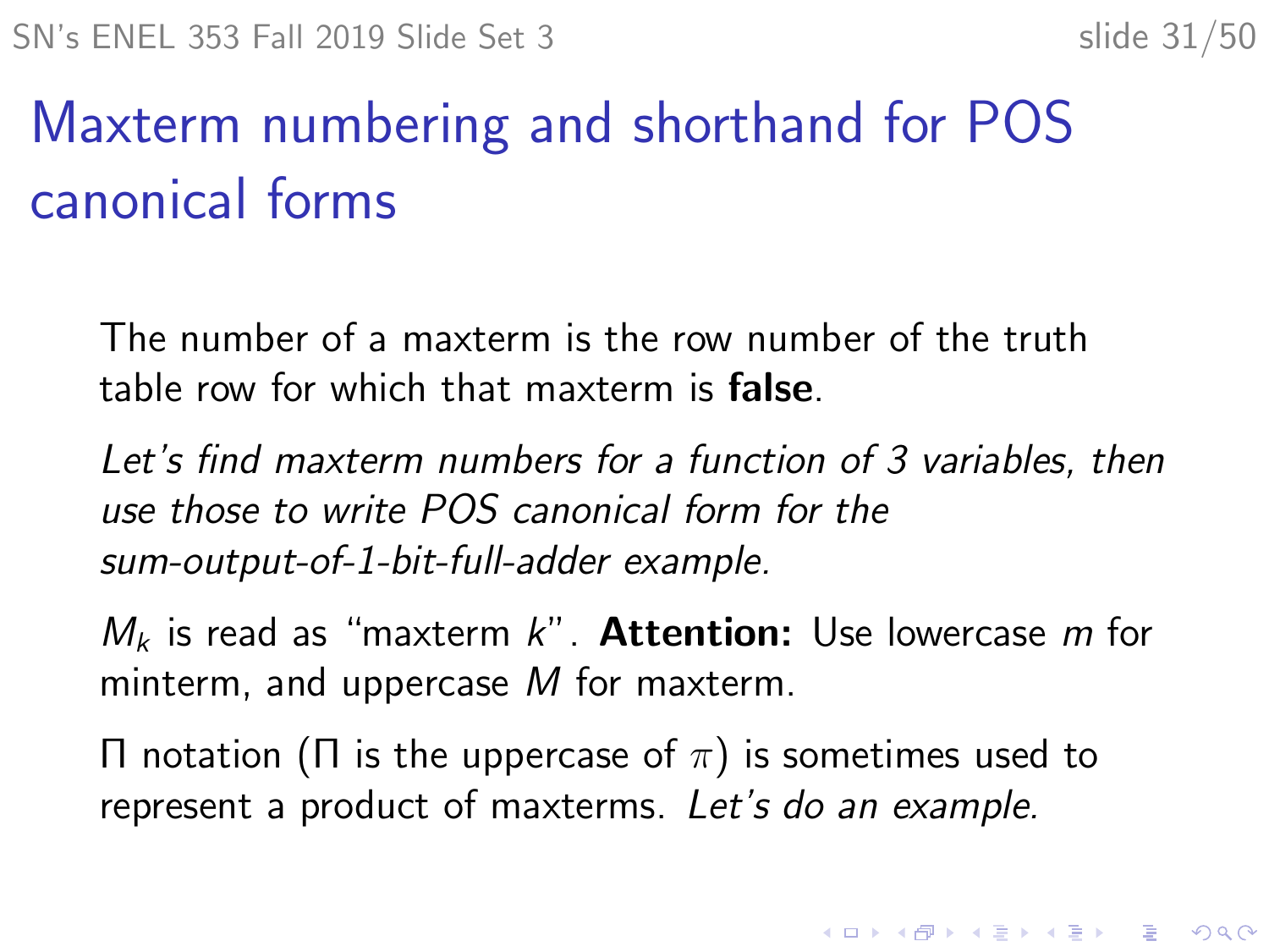# Maxterm numbering and shorthand for POS canonical forms

The number of a maxterm is the row number of the truth table row for which that maxterm is **false**.

*Let's find maxterm numbers for a function of 3 variables, then use those to write POS canonical form for the sum-output-of-1-bit-full-adder example.*

$M_k$ is read as "maxterm $k$". **Attention:** Use lowercase $m$ for minterm, and uppercase $M$ for maxterm.

$\Pi$ notation ($\Pi$ is the uppercase of $\pi$) is sometimes used to represent a product of maxterms. *Let's do an example.*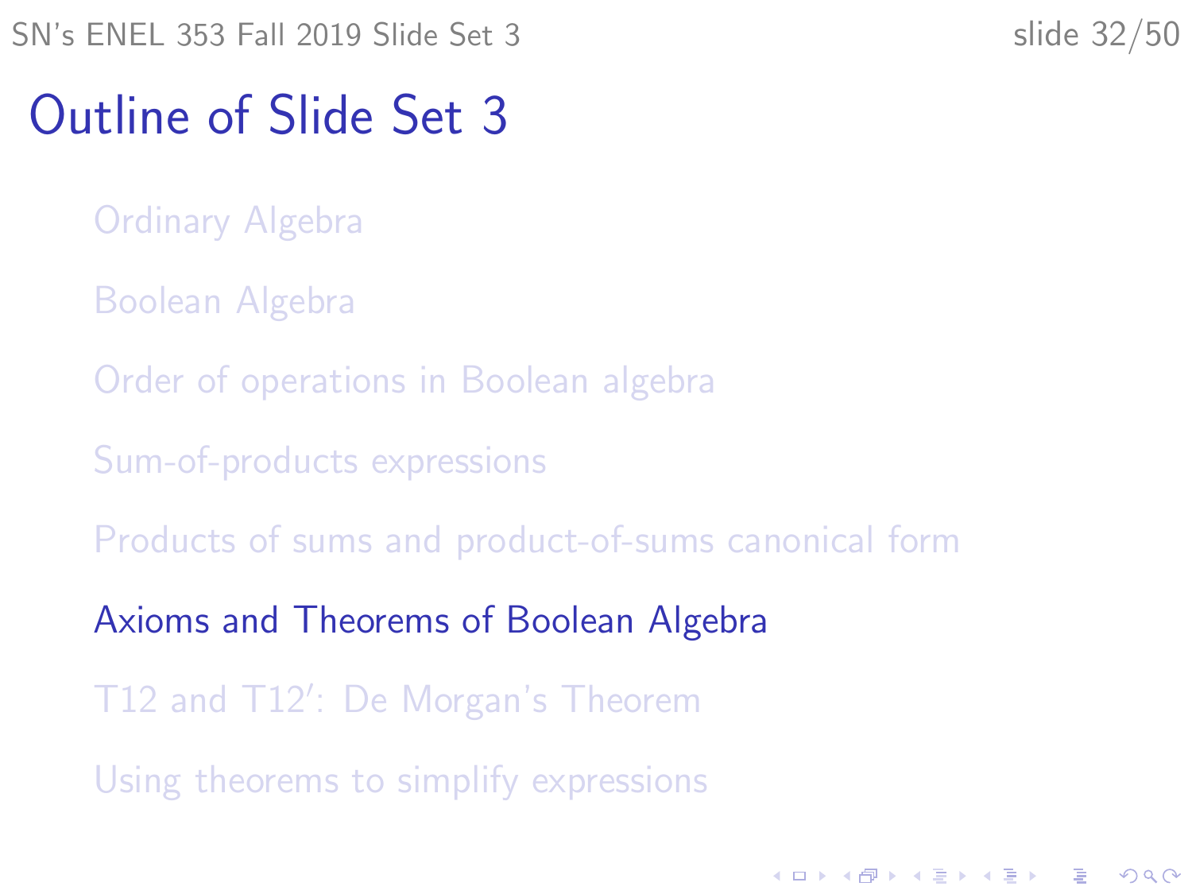# Outline of Slide Set 3

- Ordinary Algebra
- Boolean Algebra
- Order of operations in Boolean algebra
- Sum-of-products expressions
- Products of sums and product-of-sums canonical form
- Axioms and Theorems of Boolean Algebra
- T12 and T12′: De Morgan's Theorem
- Using theorems to simplify expressions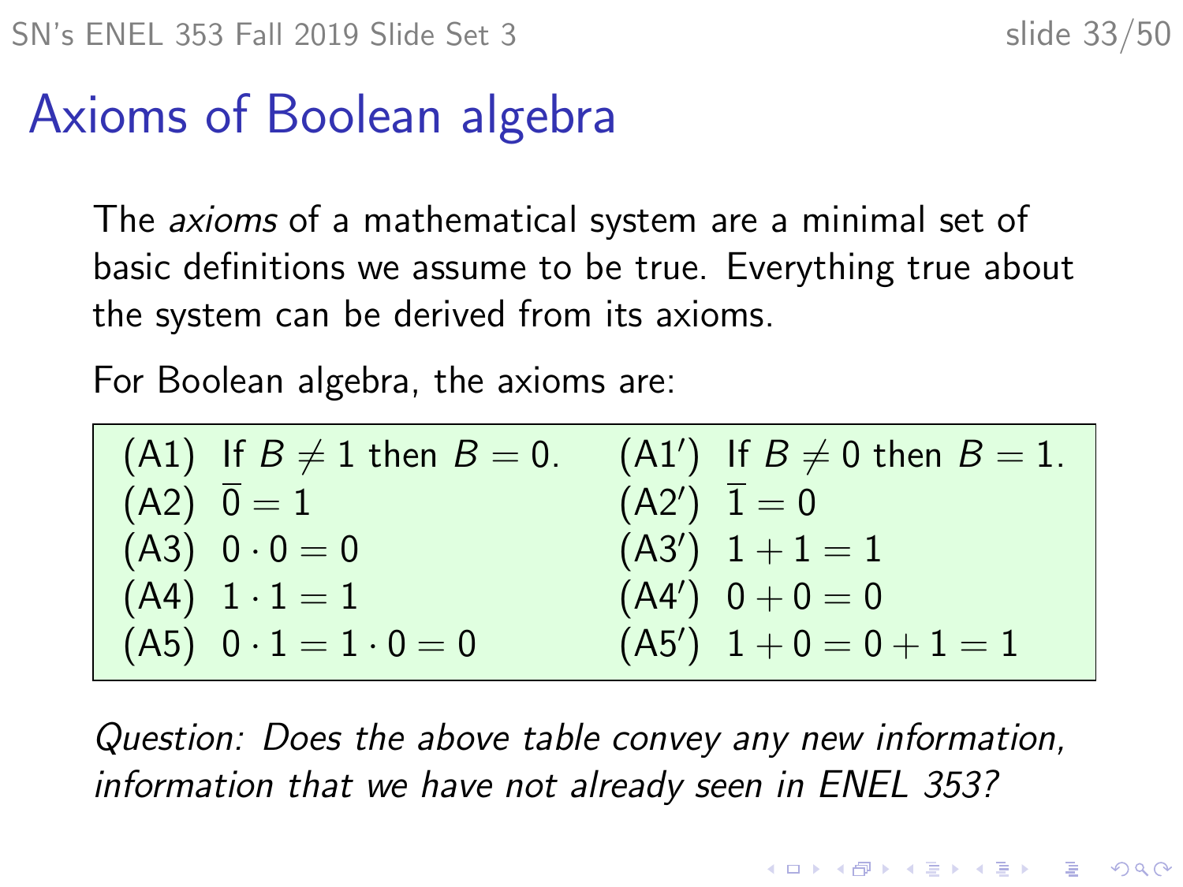# Axioms of Boolean algebra

The *axioms* of a mathematical system are a minimal set of basic definitions we assume to be true. Everything true about the system can be derived from its axioms.

For Boolean algebra, the axioms are:

| | | | |
|---|---|---|---|
| (A1) | If $B \neq 1$ then $B = 0$. | (A1′) | If $B \neq 0$ then $B = 1$. |
| (A2) | $\overline{0} = 1$ | (A2′) | $\overline{1} = 0$ |
| (A3) | $0 \cdot 0 = 0$ | (A3′) | $1 + 1 = 1$ |
| (A4) | $1 \cdot 1 = 1$ | (A4′) | $0 + 0 = 0$ |
| (A5) | $0 \cdot 1 = 1 \cdot 0 = 0$ | (A5′) | $1 + 0 = 0 + 1 = 1$ |

*Question: Does the above table convey any new information, information that we have not already seen in ENEL 353?*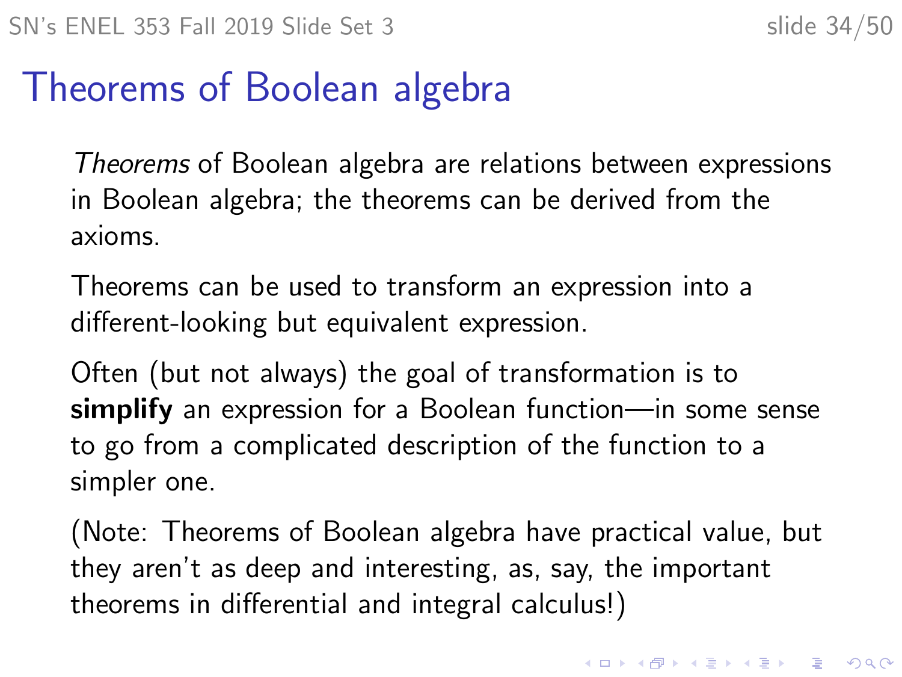# Theorems of Boolean algebra

*Theorems* of Boolean algebra are relations between expressions in Boolean algebra; the theorems can be derived from the axioms.

Theorems can be used to transform an expression into a different-looking but equivalent expression.

Often (but not always) the goal of transformation is to **simplify** an expression for a Boolean function—in some sense to go from a complicated description of the function to a simpler one.

(Note: Theorems of Boolean algebra have practical value, but they aren't as deep and interesting, as, say, the important theorems in differential and integral calculus!)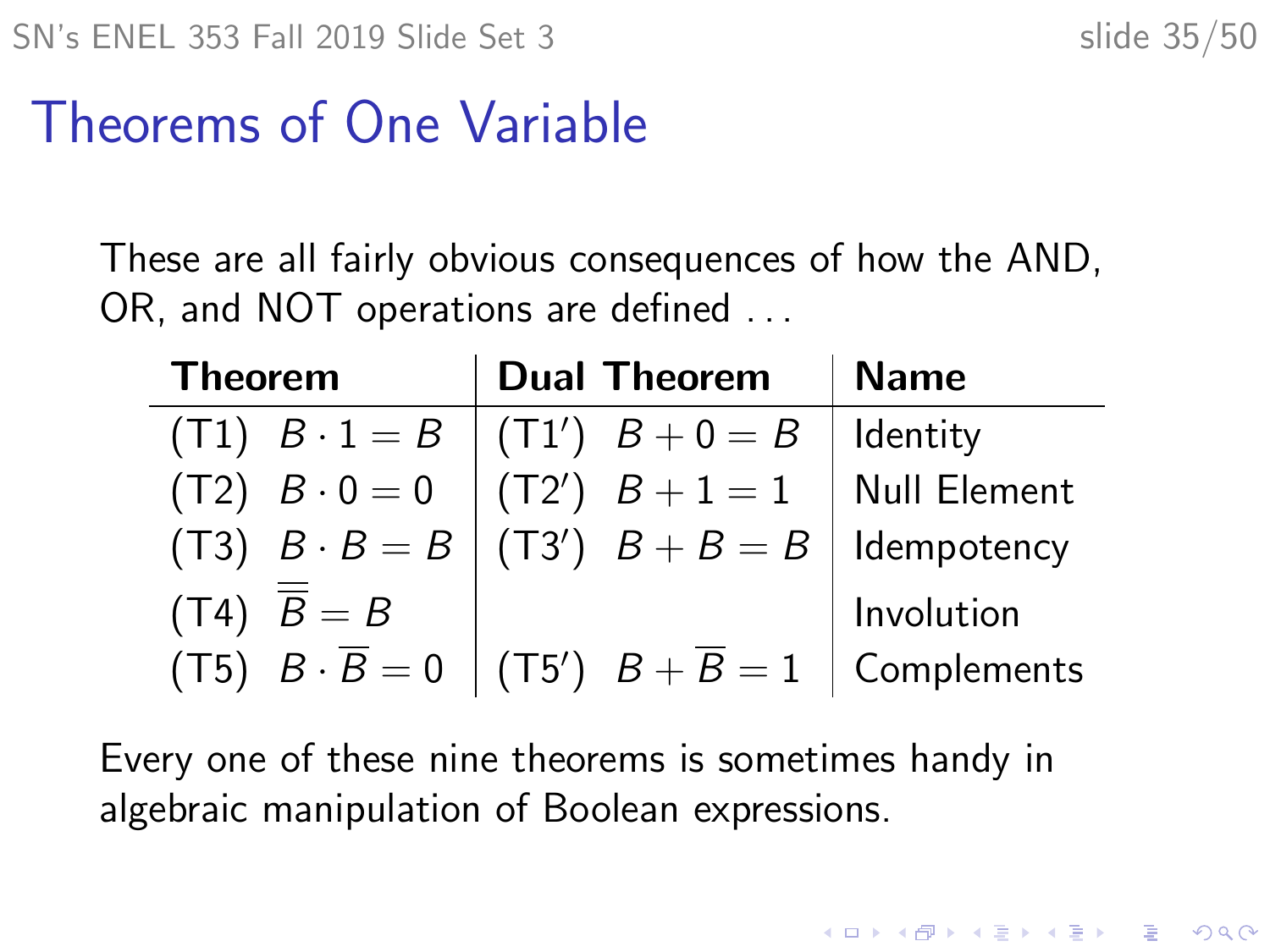# Theorems of One Variable

These are all fairly obvious consequences of how the AND, OR, and NOT operations are defined ...

| Theorem | Dual Theorem | Name |
|---|---|---|
| (T1) $B \cdot 1 = B$ | (T1′) $B + 0 = B$ | Identity |
| (T2) $B \cdot 0 = 0$ | (T2′) $B + 1 = 1$ | Null Element |
| (T3) $B \cdot B = B$ | (T3′) $B + B = B$ | Idempotency |
| (T4) $\overline{\overline{B}} = B$ | | Involution |
| (T5) $B \cdot \overline{B} = 0$ | (T5′) $B + \overline{B} = 1$ | Complements |

Every one of these nine theorems is sometimes handy in algebraic manipulation of Boolean expressions.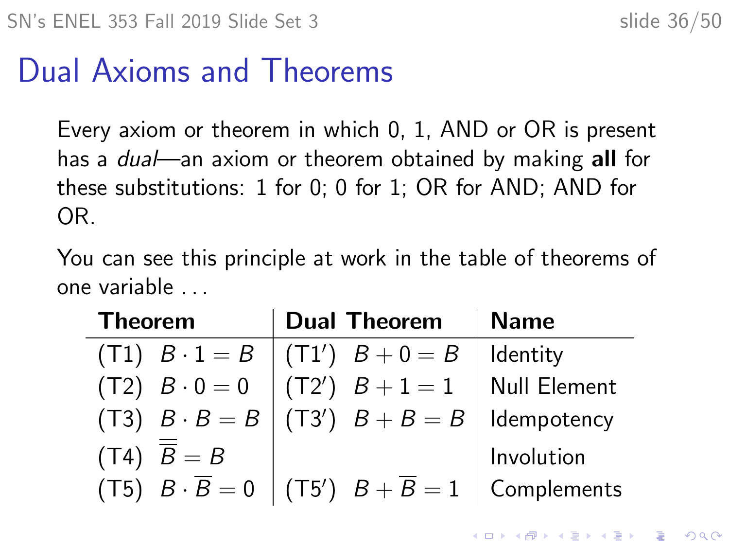# Dual Axioms and Theorems

Every axiom or theorem in which 0, 1, AND or OR is present has a *dual*—an axiom or theorem obtained by making **all** for these substitutions: 1 for 0; 0 for 1; OR for AND; AND for OR.

You can see this principle at work in the table of theorems of one variable . . .

| **Theorem** | **Dual Theorem** | **Name** |
|---|---|---|
| (T1) $B \cdot 1 = B$ | (T1′) $B + 0 = B$ | Identity |
| (T2) $B \cdot 0 = 0$ | (T2′) $B + 1 = 1$ | Null Element |
| (T3) $B \cdot B = B$ | (T3′) $B + B = B$ | Idempotency |
| (T4) $\overline{\overline{B}} = B$ | | Involution |
| (T5) $B \cdot \overline{B} = 0$ | (T5′) $B + \overline{B} = 1$ | Complements |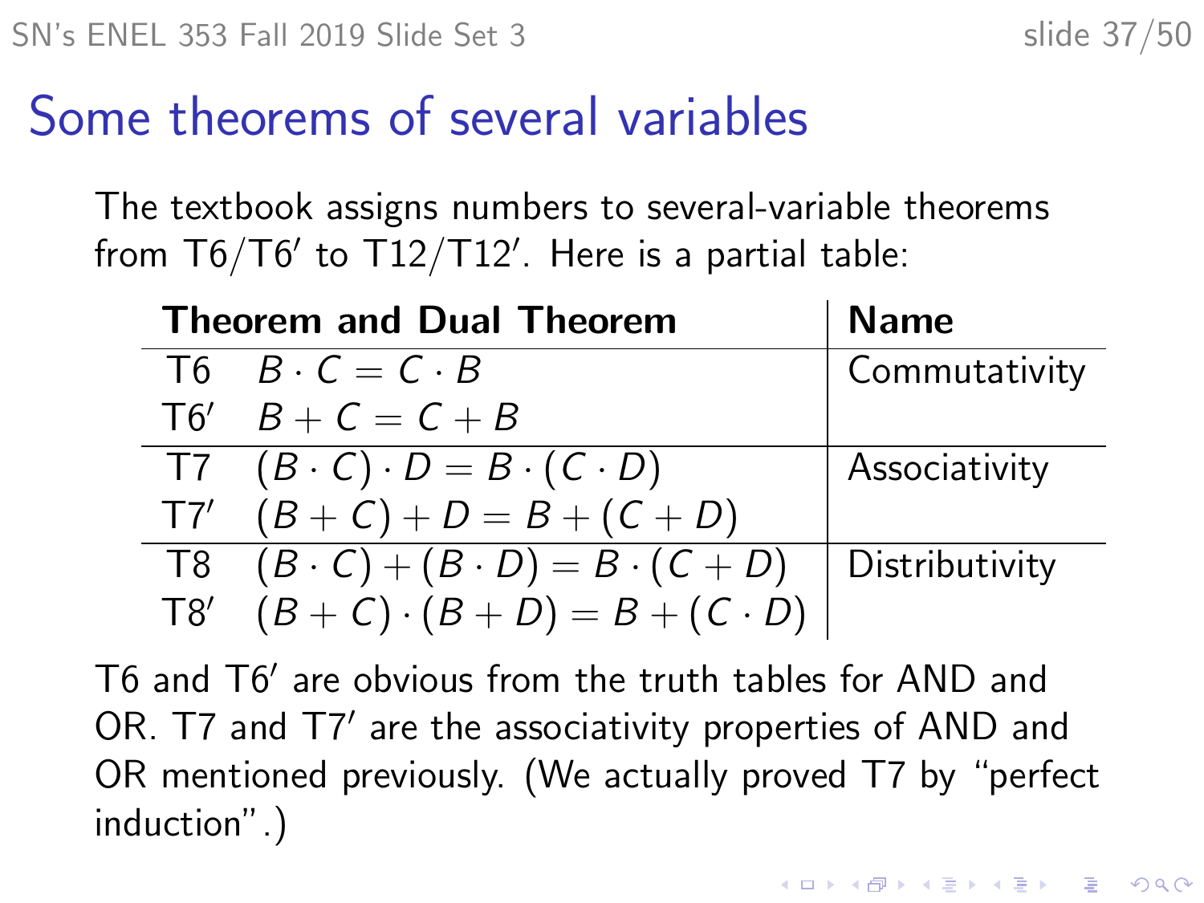# Some theorems of several variables

The textbook assigns numbers to several-variable theorems from T6/T6′ to T12/T12′. Here is a partial table:

| Theorem and Dual Theorem | | Name |
|---|---|---|
| T6 | $B \cdot C = C \cdot B$ | Commutativity |
| T6′ | $B + C = C + B$ | |
| T7 | $(B \cdot C) \cdot D = B \cdot (C \cdot D)$ | Associativity |
| T7′ | $(B + C) + D = B + (C + D)$ | |
| T8 | $(B \cdot C) + (B \cdot D) = B \cdot (C + D)$ | Distributivity |
| T8′ | $(B + C) \cdot (B + D) = B + (C \cdot D)$ | |

T6 and T6′ are obvious from the truth tables for AND and OR. T7 and T7′ are the associativity properties of AND and OR mentioned previously. (We actually proved T7 by "perfect induction".)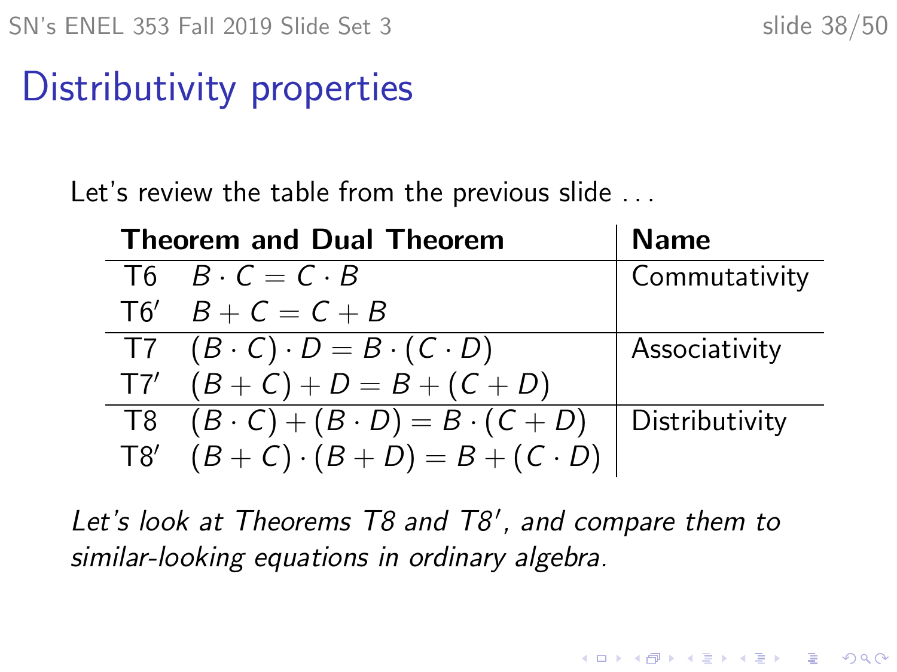# Distributivity properties

Let's review the table from the previous slide ...

| Theorem and Dual Theorem | | Name |
|---|---|---|
| T6 | $B \cdot C = C \cdot B$ | Commutativity |
| T6′ | $B + C = C + B$ | |
| T7 | $(B \cdot C) \cdot D = B \cdot (C \cdot D)$ | Associativity |
| T7′ | $(B + C) + D = B + (C + D)$ | |
| T8 | $(B \cdot C) + (B \cdot D) = B \cdot (C + D)$ | Distributivity |
| T8′ | $(B + C) \cdot (B + D) = B + (C \cdot D)$ | |

*Let's look at Theorems T8 and T8′, and compare them to similar-looking equations in ordinary algebra.*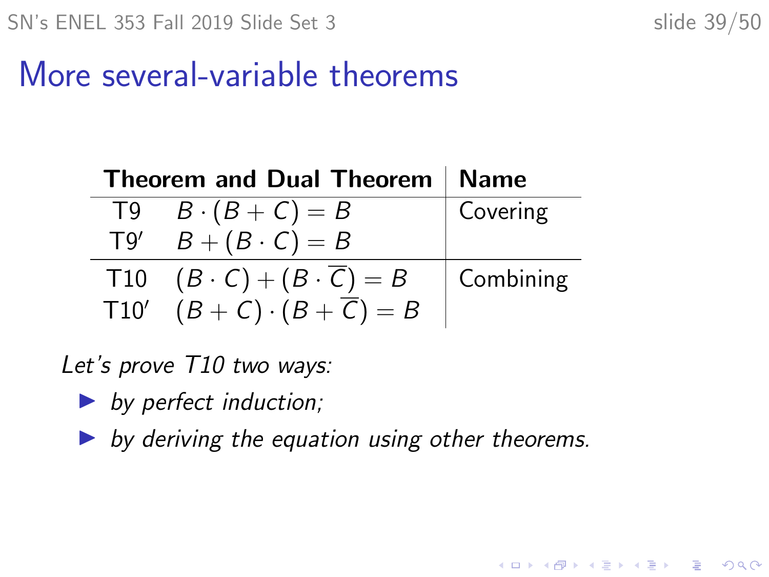# More several-variable theorems

| Theorem and Dual Theorem | | Name |
|---|---|---|
| T9 | $B \cdot (B + C) = B$ | Covering |
| T9′ | $B + (B \cdot C) = B$ | |
| T10 | $(B \cdot C) + (B \cdot \overline{C}) = B$ | Combining |
| T10′ | $(B + C) \cdot (B + \overline{C}) = B$ | |

*Let's prove T10 two ways:*

- *by perfect induction;*
- *by deriving the equation using other theorems.*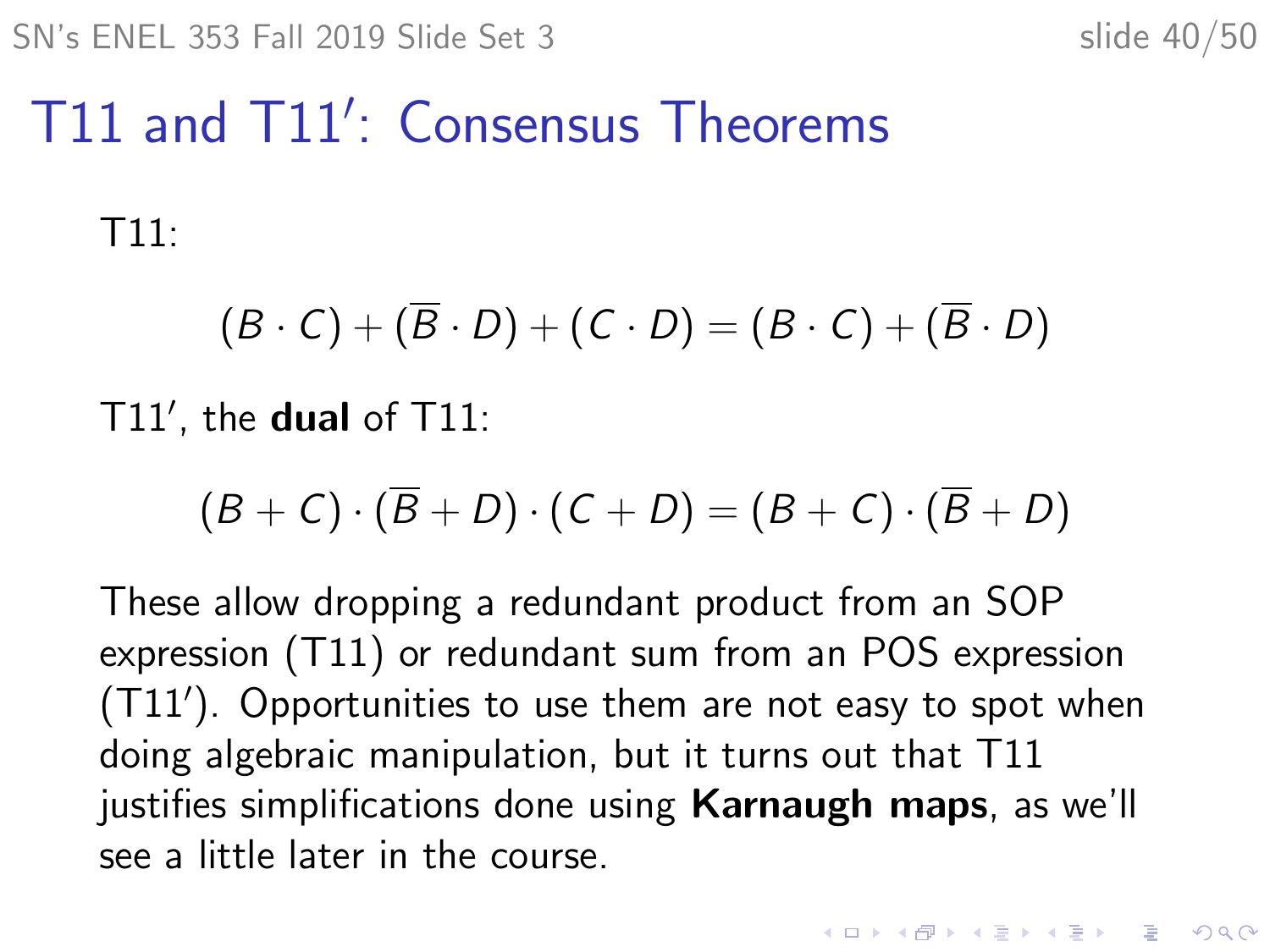# T11 and T11′: Consensus Theorems

T11:

$$(B \cdot C) + (\overline{B} \cdot D) + (C \cdot D) = (B \cdot C) + (\overline{B} \cdot D)$$

T11′, the **dual** of T11:

$$(B + C) \cdot (\overline{B} + D) \cdot (C + D) = (B + C) \cdot (\overline{B} + D)$$

These allow dropping a redundant product from an SOP expression (T11) or redundant sum from an POS expression (T11′). Opportunities to use them are not easy to spot when doing algebraic manipulation, but it turns out that T11 justifies simplifications done using **Karnaugh maps**, as we'll see a little later in the course.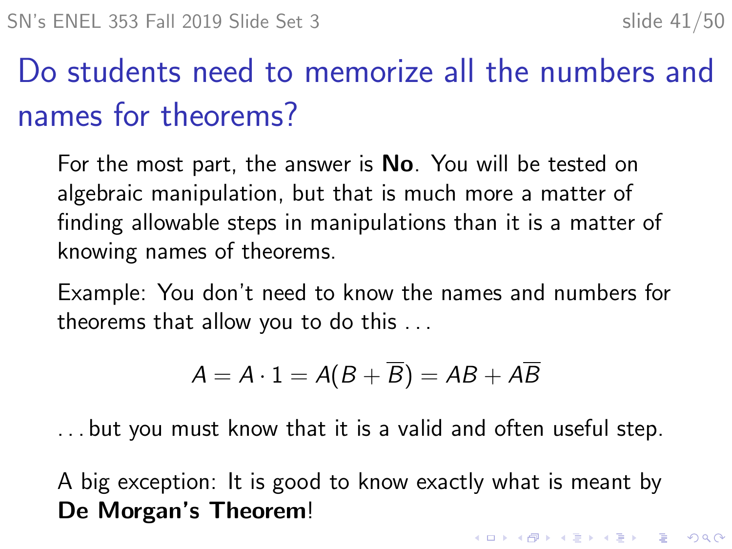# Do students need to memorize all the numbers and names for theorems?

For the most part, the answer is **No**. You will be tested on algebraic manipulation, but that is much more a matter of finding allowable steps in manipulations than it is a matter of knowing names of theorems.

Example: You don't need to know the names and numbers for theorems that allow you to do this . . .

$$A = A \cdot 1 = A(B + \overline{B}) = AB + A\overline{B}$$

. . . but you must know that it is a valid and often useful step.

A big exception: It is good to know exactly what is meant by **De Morgan's Theorem**!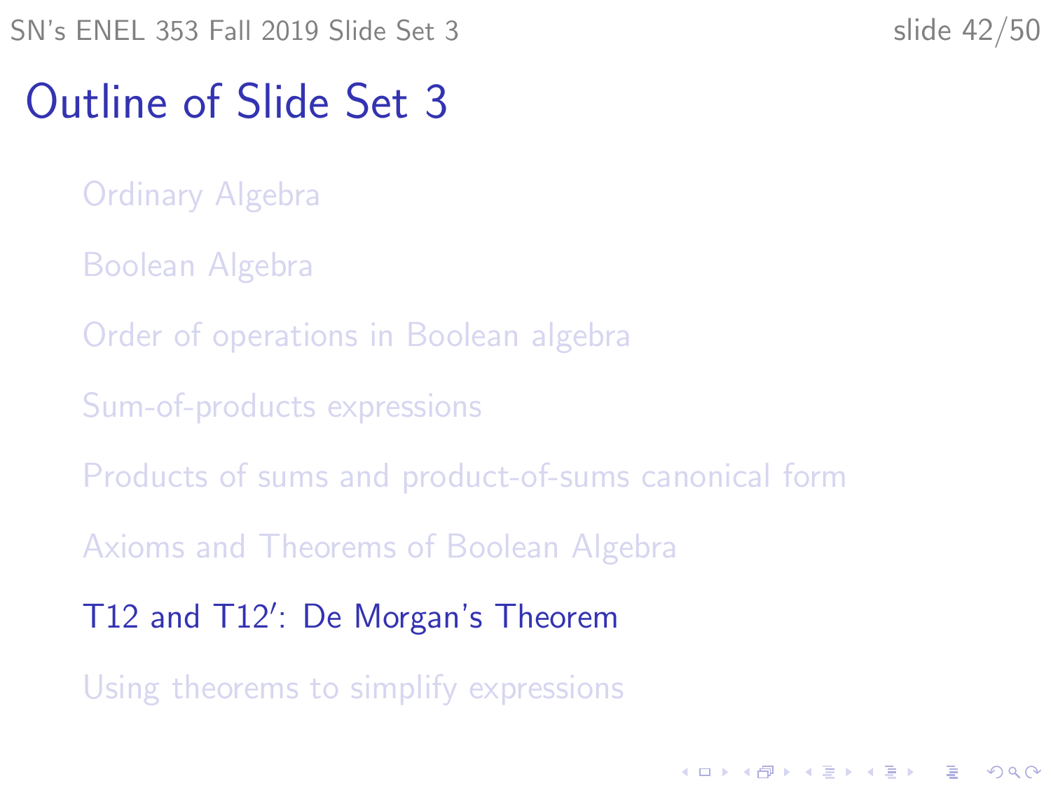# Outline of Slide Set 3

- Ordinary Algebra
- Boolean Algebra
- Order of operations in Boolean algebra
- Sum-of-products expressions
- Products of sums and product-of-sums canonical form
- Axioms and Theorems of Boolean Algebra
- T12 and T12′: De Morgan's Theorem
- Using theorems to simplify expressions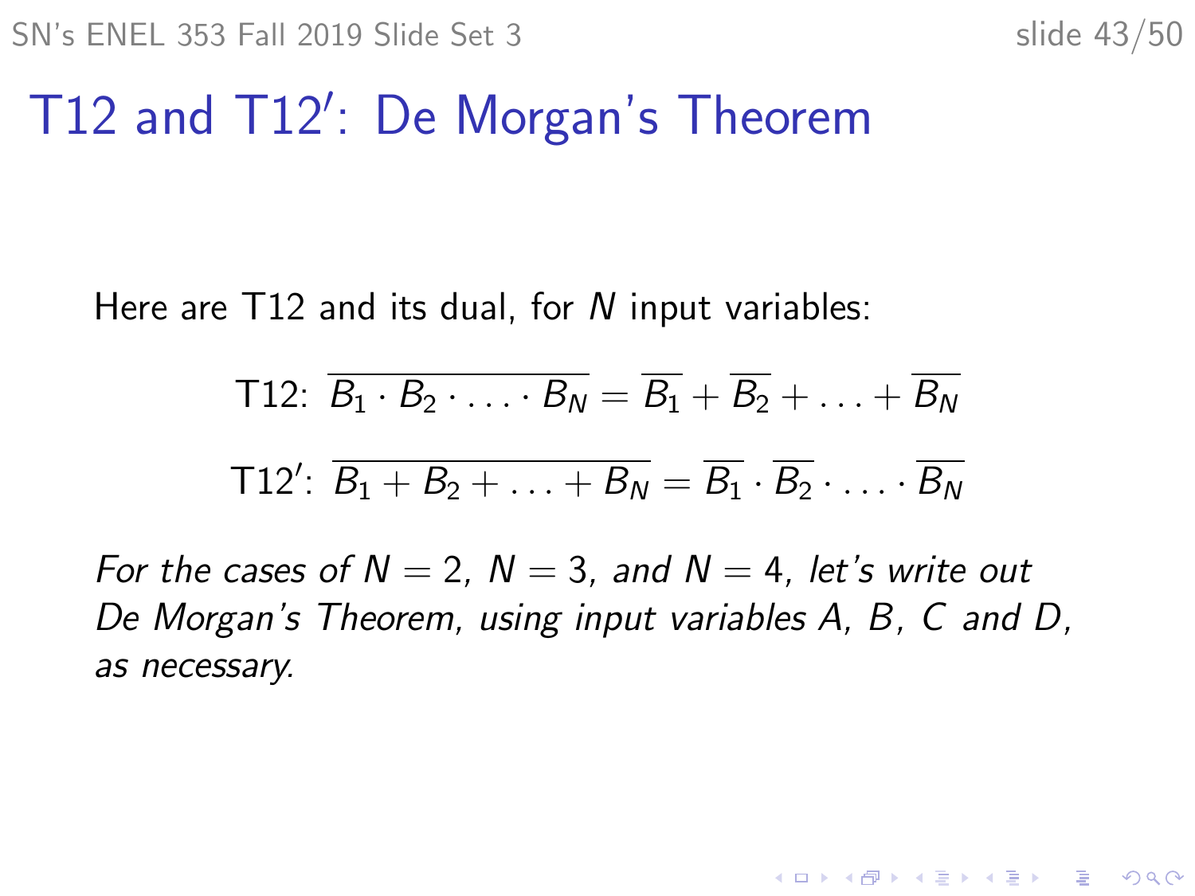# T12 and T12′: De Morgan's Theorem

Here are T12 and its dual, for $N$ input variables:

$$\text{T12: } \overline{B_1 \cdot B_2 \cdot \ldots \cdot B_N} = \overline{B_1} + \overline{B_2} + \ldots + \overline{B_N}$$

$$\text{T12}': \overline{B_1 + B_2 + \ldots + B_N} = \overline{B_1} \cdot \overline{B_2} \cdot \ldots \cdot \overline{B_N}$$

*For the cases of $N = 2$, $N = 3$, and $N = 4$, let's write out De Morgan's Theorem, using input variables $A$, $B$, $C$ and $D$, as necessary.*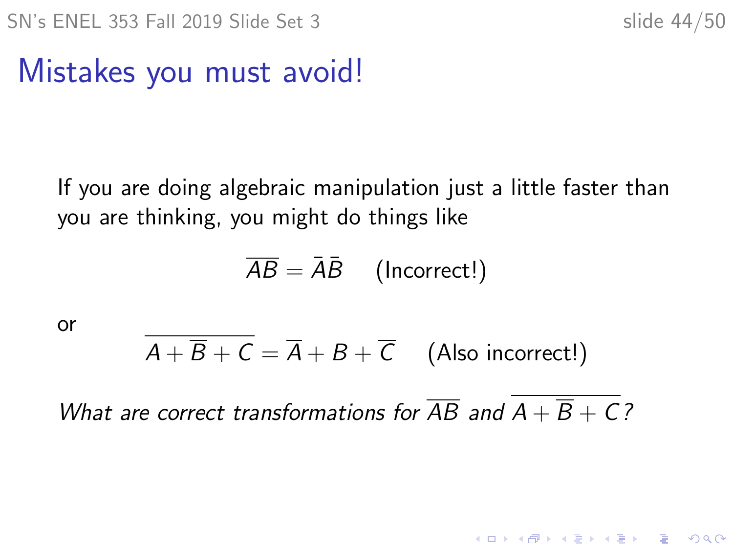# Mistakes you must avoid!

If you are doing algebraic manipulation just a little faster than you are thinking, you might do things like

$$\overline{AB} = \bar{A}\bar{B} \quad \text{(Incorrect!)}$$

or

$$\overline{A + \overline{B} + C} = \overline{A} + B + \overline{C} \quad \text{(Also incorrect!)}$$

*What are correct transformations for* $\overline{AB}$ *and* $\overline{A + \overline{B} + C}$*?*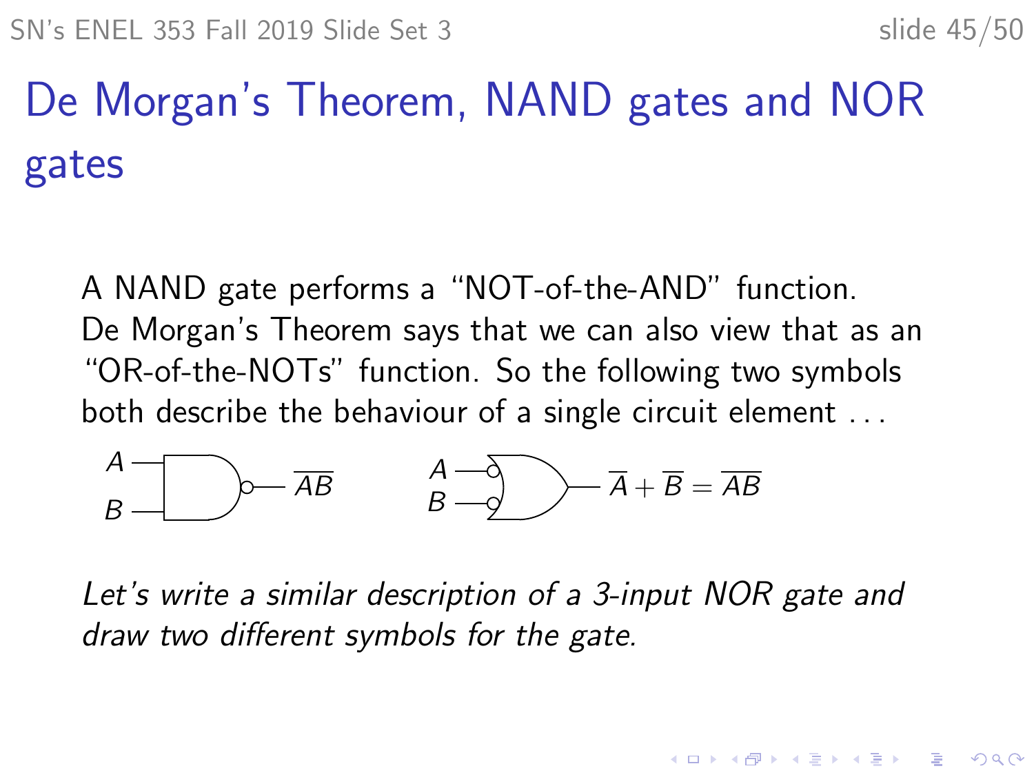# De Morgan's Theorem, NAND gates and NOR gates

A NAND gate performs a "NOT-of-the-AND" function. De Morgan's Theorem says that we can also view that as an "OR-of-the-NOTs" function. So the following two symbols both describe the behaviour of a single circuit element ...

$A$, $B$ → $\overline{AB}$          $A$, $B$ → $\overline{A} + \overline{B} = \overline{AB}$

*Let's write a similar description of a 3-input NOR gate and draw two different symbols for the gate.*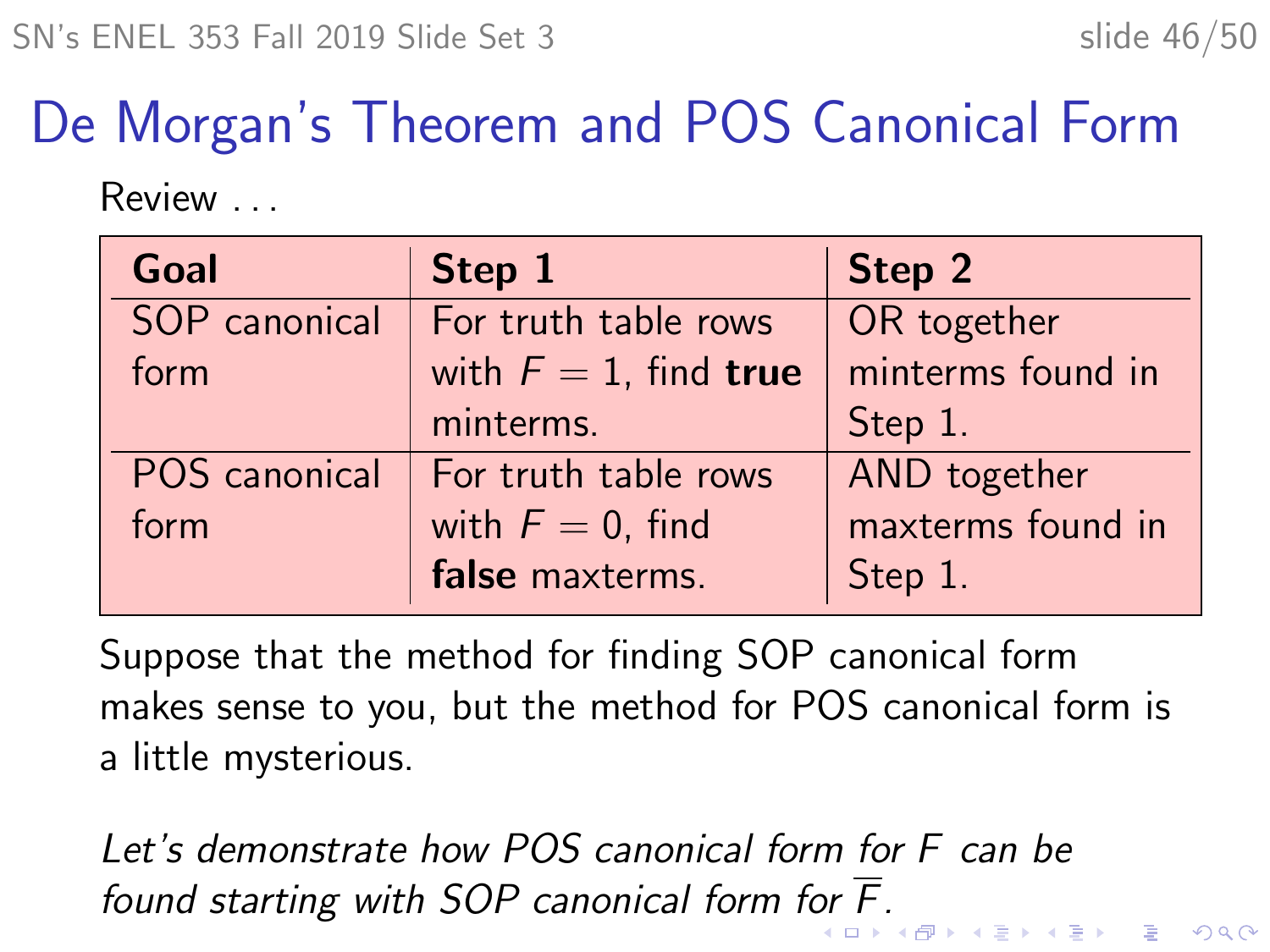# De Morgan's Theorem and POS Canonical Form

Review . . .

| **Goal** | **Step 1** | **Step 2** |
|---|---|---|
| SOP canonical form | For truth table rows with $F = 1$, find **true** minterms. | OR together minterms found in Step 1. |
| POS canonical form | For truth table rows with $F = 0$, find **false** maxterms. | AND together maxterms found in Step 1. |

Suppose that the method for finding SOP canonical form makes sense to you, but the method for POS canonical form is a little mysterious.

*Let's demonstrate how POS canonical form for $F$ can be found starting with SOP canonical form for $\overline{F}$.*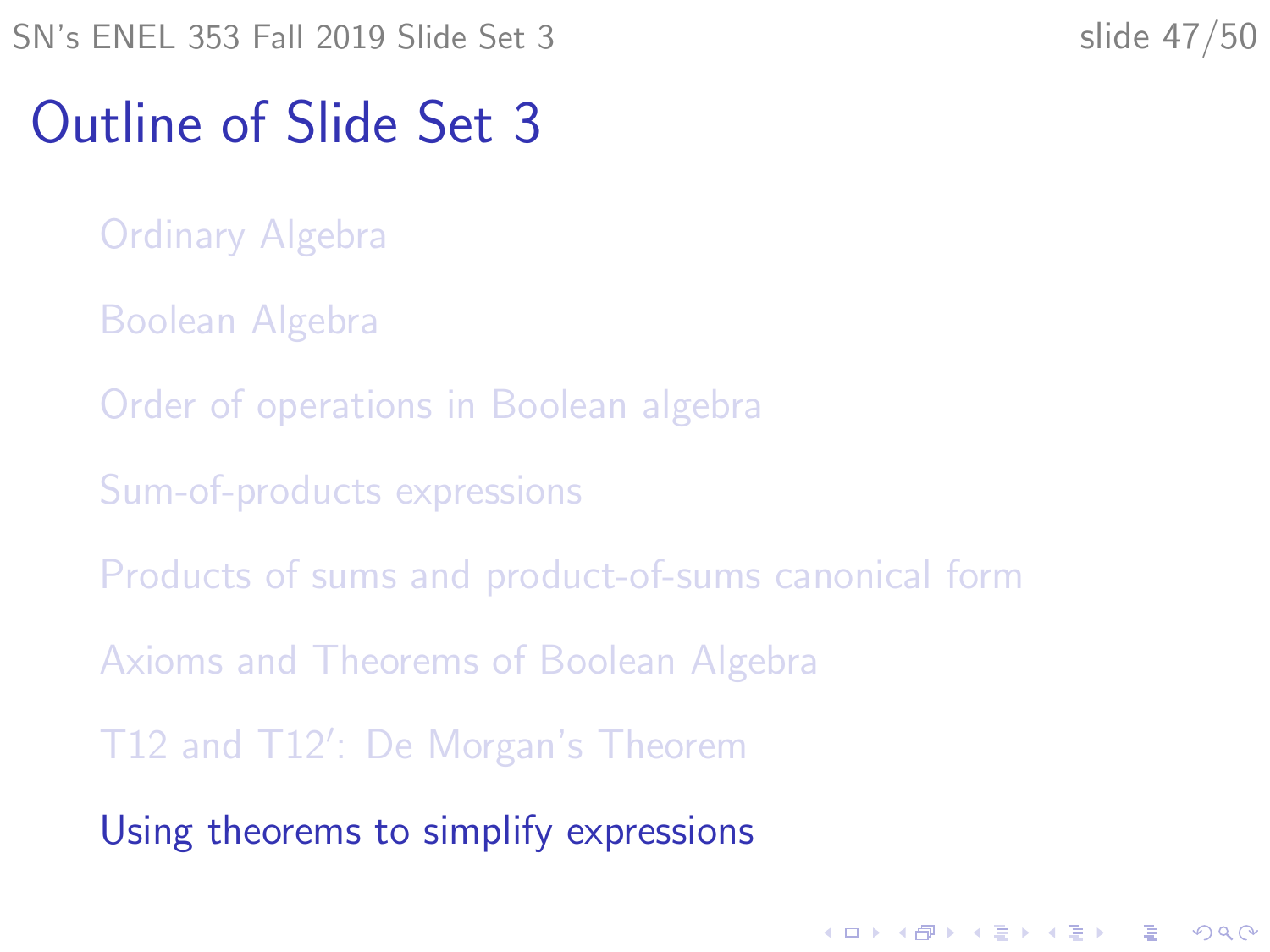# Outline of Slide Set 3

- Ordinary Algebra
- Boolean Algebra
- Order of operations in Boolean algebra
- Sum-of-products expressions
- Products of sums and product-of-sums canonical form
- Axioms and Theorems of Boolean Algebra
- T12 and T12′: De Morgan's Theorem
- Using theorems to simplify expressions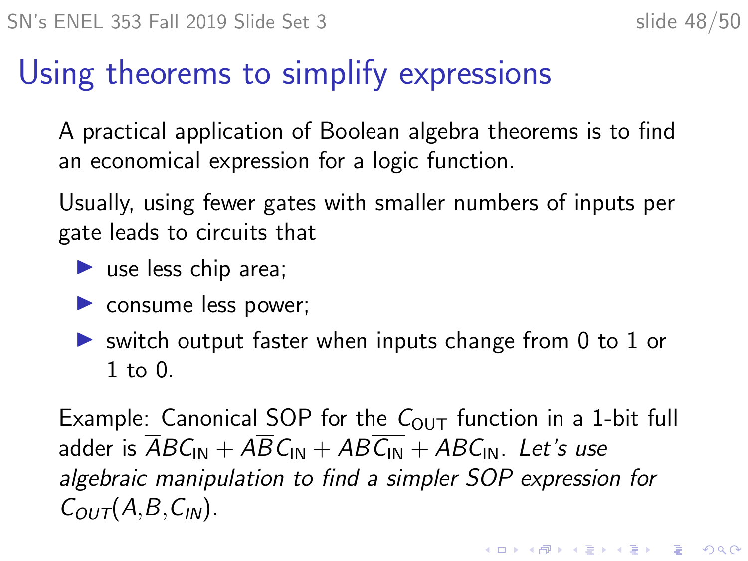# Using theorems to simplify expressions

A practical application of Boolean algebra theorems is to find an economical expression for a logic function.

Usually, using fewer gates with smaller numbers of inputs per gate leads to circuits that

- use less chip area;
- consume less power;
- switch output faster when inputs change from 0 to 1 or 1 to 0.

Example: Canonical SOP for the $C_{\text{OUT}}$ function in a 1-bit full adder is $\overline{A}BC_{\text{IN}} + A\overline{B}C_{\text{IN}} + AB\overline{C_{\text{IN}}} + ABC_{\text{IN}}$. *Let's use algebraic manipulation to find a simpler SOP expression for* $C_{OUT}(A,B,C_{IN})$.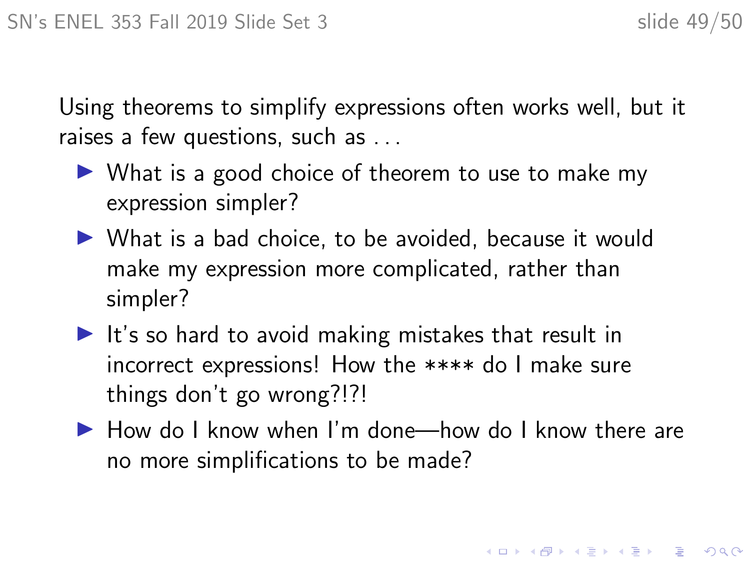Using theorems to simplify expressions often works well, but it raises a few questions, such as . . .

- What is a good choice of theorem to use to make my expression simpler?
- What is a bad choice, to be avoided, because it would make my expression more complicated, rather than simpler?
- It's so hard to avoid making mistakes that result in incorrect expressions! How the **** do I make sure things don't go wrong?!?!
- How do I know when I'm done—how do I know there are no more simplifications to be made?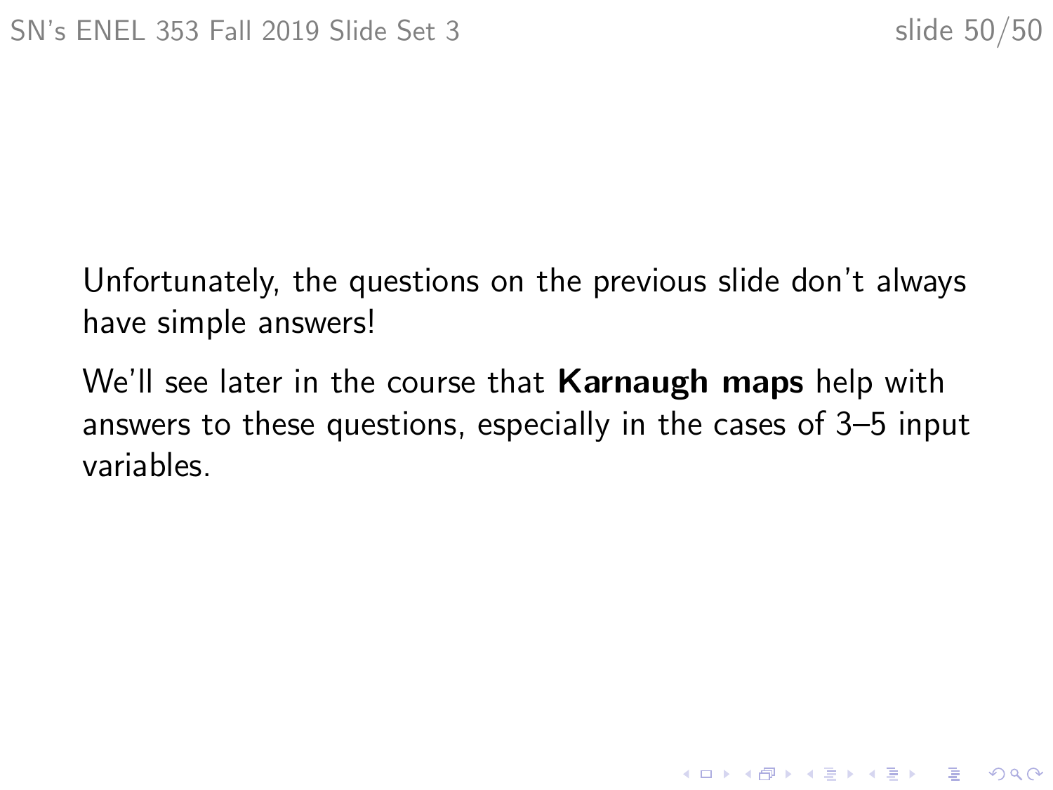Unfortunately, the questions on the previous slide don't always have simple answers!

We'll see later in the course that **Karnaugh maps** help with answers to these questions, especially in the cases of 3–5 input variables.